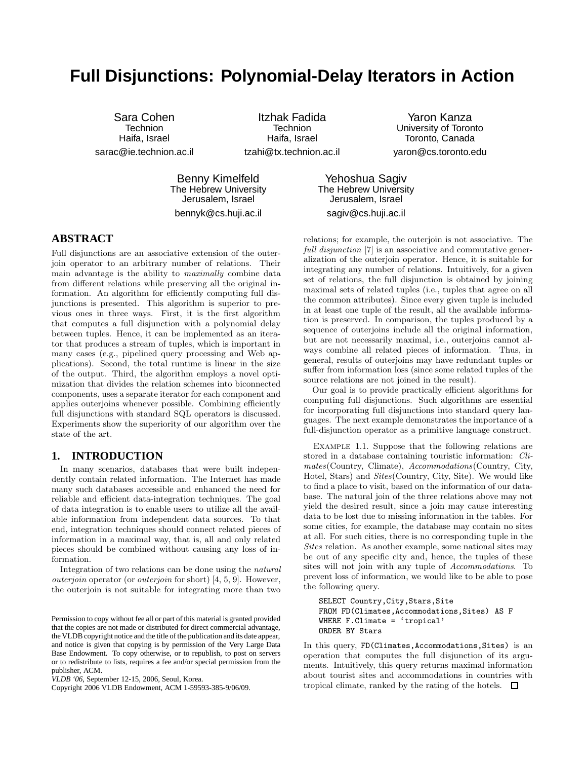# Full Disjunctions: Polynomial-Delay Iterators in Action

Sara Cohen
Technion
Haifa, Israel
sarac@ie.technion.ac.il

Itzhak Fadida
Technion
Haifa, Israel
tzahi@tx.technion.ac.il

Yaron Kanza
University of Toronto
Toronto, Canada
yaron@cs.toronto.edu

Benny Kimelfeld
The Hebrew University
Jerusalem, Israel
bennyk@cs.huji.ac.il

Yehoshua Sagiv
The Hebrew University
Jerusalem, Israel
sagiv@cs.huji.ac.il

## ABSTRACT

Full disjunctions are an associative extension of the outerjoin operator to an arbitrary number of relations. Their main advantage is the ability to *maximally* combine data from different relations while preserving all the original information. An algorithm for efficiently computing full disjunctions is presented. This algorithm is superior to previous ones in three ways. First, it is the first algorithm that computes a full disjunction with a polynomial delay between tuples. Hence, it can be implemented as an iterator that produces a stream of tuples, which is important in many cases (e.g., pipelined query processing and Web applications). Second, the total runtime is linear in the size of the output. Third, the algorithm employs a novel optimization that divides the relation schemes into biconnected components, uses a separate iterator for each component and applies outerjoins whenever possible. Combining efficiently full disjunctions with standard SQL operators is discussed. Experiments show the superiority of our algorithm over the state of the art.

## 1. INTRODUCTION

In many scenarios, databases that were built independently contain related information. The Internet has made many such databases accessible and enhanced the need for reliable and efficient data-integration techniques. The goal of data integration is to enable users to utilize all the available information from independent data sources. To that end, integration techniques should connect related pieces of information in a maximal way, that is, all and only related pieces should be combined without causing any loss of information.

Integration of two relations can be done using the *natural outerjoin* operator (or *outerjoin* for short) [4, 5, 9]. However, the outerjoin is not suitable for integrating more than two relations; for example, the outerjoin is not associative. The *full disjunction* [7] is an associative and commutative generalization of the outerjoin operator. Hence, it is suitable for integrating any number of relations. Intuitively, for a given set of relations, the full disjunction is obtained by joining maximal sets of related tuples (i.e., tuples that agree on all the common attributes). Since every given tuple is included in at least one tuple of the result, all the available information is preserved. In comparison, the tuples produced by a sequence of outerjoins include all the original information, but are not necessarily maximal, i.e., outerjoins cannot always combine all related pieces of information. Thus, in general, results of outerjoins may have redundant tuples or suffer from information loss (since some related tuples of the source relations are not joined in the result).

Our goal is to provide practically efficient algorithms for computing full disjunctions. Such algorithms are essential for incorporating full disjunctions into standard query languages. The next example demonstrates the importance of a full-disjunction operator as a primitive language construct.

Example 1.1. Suppose that the following relations are stored in a database containing touristic information: *Climates*(Country, Climate), *Accommodations*(Country, City, Hotel, Stars) and *Sites*(Country, City, Site). We would like to find a place to visit, based on the information of our database. The natural join of the three relations above may not yield the desired result, since a join may cause interesting data to be lost due to missing information in the tables. For some cities, for example, the database may contain no sites at all. For such cities, there is no corresponding tuple in the *Sites* relation. As another example, some national sites may be out of any specific city and, hence, the tuples of these sites will not join with any tuple of *Accommodations*. To prevent loss of information, we would like to be able to pose the following query.

```
SELECT Country,City,Stars,Site
FROM FD(Climates,Accommodations,Sites) AS F
WHERE F.Climate = 'tropical'
ORDER BY Stars
```

In this query, `FD(Climates,Accommodations,Sites)` is an operation that computes the full disjunction of its arguments. Intuitively, this query returns maximal information about tourist sites and accommodations in countries with tropical climate, ranked by the rating of the hotels. □

Permission to copy without fee all or part of this material is granted provided that the copies are not made or distributed for direct commercial advantage, the VLDB copyright notice and the title of the publication and its date appear, and notice is given that copying is by permission of the Very Large Data Base Endowment. To copy otherwise, or to republish, to post on servers or to redistribute to lists, requires a fee and/or special permission from the publisher, ACM.
*VLDB '06*, September 12-15, 2006, Seoul, Korea.
Copyright 2006 VLDB Endowment, ACM 1-59593-385-9/06/09.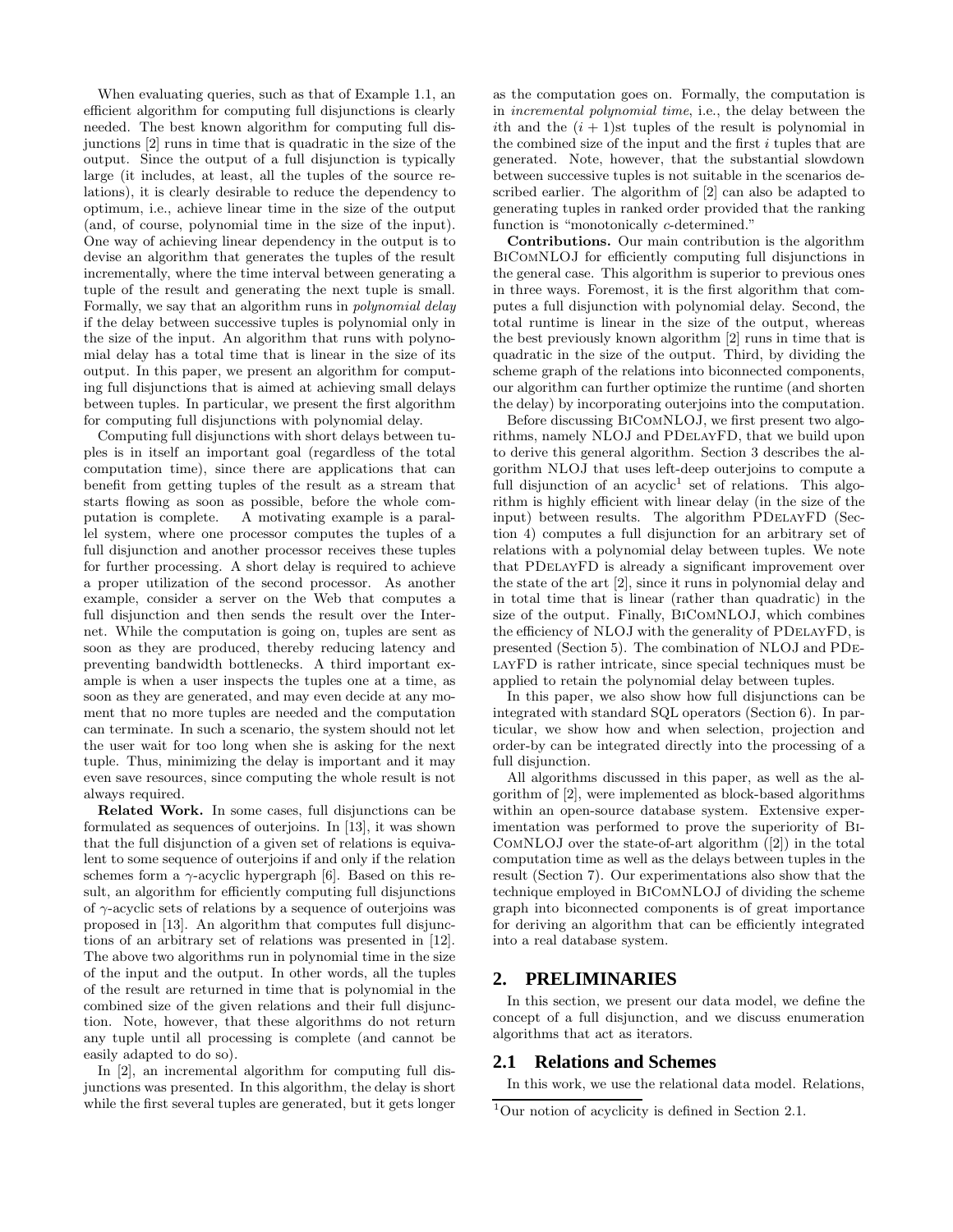When evaluating queries, such as that of Example 1.1, an efficient algorithm for computing full disjunctions is clearly needed. The best known algorithm for computing full disjunctions [2] runs in time that is quadratic in the size of the output. Since the output of a full disjunction is typically large (it includes, at least, all the tuples of the source relations), it is clearly desirable to reduce the dependency to optimum, i.e., achieve linear time in the size of the output (and, of course, polynomial time in the size of the input). One way of achieving linear dependency in the output is to devise an algorithm that generates the tuples of the result incrementally, where the time interval between generating a tuple of the result and generating the next tuple is small. Formally, we say that an algorithm runs in *polynomial delay* if the delay between successive tuples is polynomial only in the size of the input. An algorithm that runs with polynomial delay has a total time that is linear in the size of its output. In this paper, we present an algorithm for computing full disjunctions that is aimed at achieving small delays between tuples. In particular, we present the first algorithm for computing full disjunctions with polynomial delay.

Computing full disjunctions with short delays between tuples is in itself an important goal (regardless of the total computation time), since there are applications that can benefit from getting tuples of the result as a stream that starts flowing as soon as possible, before the whole computation is complete. A motivating example is a parallel system, where one processor computes the tuples of a full disjunction and another processor receives these tuples for further processing. A short delay is required to achieve a proper utilization of the second processor. As another example, consider a server on the Web that computes a full disjunction and then sends the result over the Internet. While the computation is going on, tuples are sent as soon as they are produced, thereby reducing latency and preventing bandwidth bottlenecks. A third important example is when a user inspects the tuples one at a time, as soon as they are generated, and may even decide at any moment that no more tuples are needed and the computation can terminate. In such a scenario, the system should not let the user wait for too long when she is asking for the next tuple. Thus, minimizing the delay is important and it may even save resources, since computing the whole result is not always required.

**Related Work.** In some cases, full disjunctions can be formulated as sequences of outerjoins. In [13], it was shown that the full disjunction of a given set of relations is equivalent to some sequence of outerjoins if and only if the relation schemes form a $\gamma$-acyclic hypergraph [6]. Based on this result, an algorithm for efficiently computing full disjunctions of $\gamma$-acyclic sets of relations by a sequence of outerjoins was proposed in [13]. An algorithm that computes full disjunctions of an arbitrary set of relations was presented in [12]. The above two algorithms run in polynomial time in the size of the input and the output. In other words, all the tuples of the result are returned in time that is polynomial in the combined size of the given relations and their full disjunction. Note, however, that these algorithms do not return any tuple until all processing is complete (and cannot be easily adapted to do so).

In [2], an incremental algorithm for computing full disjunctions was presented. In this algorithm, the delay is short while the first several tuples are generated, but it gets longer as the computation goes on. Formally, the computation is in *incremental polynomial time*, i.e., the delay between the $i$th and the $(i+1)$st tuples of the result is polynomial in the combined size of the input and the first $i$ tuples that are generated. Note, however, that the substantial slowdown between successive tuples is not suitable in the scenarios described earlier. The algorithm of [2] can also be adapted to generating tuples in ranked order provided that the ranking function is "monotonically $c$-determined."

**Contributions.** Our main contribution is the algorithm BiComNLOJ for efficiently computing full disjunctions in the general case. This algorithm is superior to previous ones in three ways. Foremost, it is the first algorithm that computes a full disjunction with polynomial delay. Second, the total runtime is linear in the size of the output, whereas the best previously known algorithm [2] runs in time that is quadratic in the size of the output. Third, by dividing the scheme graph of the relations into biconnected components, our algorithm can further optimize the runtime (and shorten the delay) by incorporating outerjoins into the computation.

Before discussing BiComNLOJ, we first present two algorithms, namely NLOJ and PDelayFD, that we build upon to derive this general algorithm. Section 3 describes the algorithm NLOJ that uses left-deep outerjoins to compute a full disjunction of an acyclic[1] set of relations. This algorithm is highly efficient with linear delay (in the size of the input) between results. The algorithm PDelayFD (Section 4) computes a full disjunction for an arbitrary set of relations with a polynomial delay between tuples. We note that PDelayFD is already a significant improvement over the state of the art [2], since it runs in polynomial delay and in total time that is linear (rather than quadratic) in the size of the output. Finally, BiComNLOJ, which combines the efficiency of NLOJ with the generality of PDelayFD, is presented (Section 5). The combination of NLOJ and PDelayFD is rather intricate, since special techniques must be applied to retain the polynomial delay between tuples.

In this paper, we also show how full disjunctions can be integrated with standard SQL operators (Section 6). In particular, we show how and when selection, projection and order-by can be integrated directly into the processing of a full disjunction.

All algorithms discussed in this paper, as well as the algorithm of [2], were implemented as block-based algorithms within an open-source database system. Extensive experimentation was performed to prove the superiority of BiComNLOJ over the state-of-art algorithm ([2]) in the total computation time as well as the delays between tuples in the result (Section 7). Our experimentations also show that the technique employed in BiComNLOJ of dividing the scheme graph into biconnected components is of great importance for deriving an algorithm that can be efficiently integrated into a real database system.

## 2. PRELIMINARIES

In this section, we present our data model, we define the concept of a full disjunction, and we discuss enumeration algorithms that act as iterators.

### 2.1 Relations and Schemes

In this work, we use the relational data model. Relations,

[1] Our notion of acyclicity is defined in Section 2.1.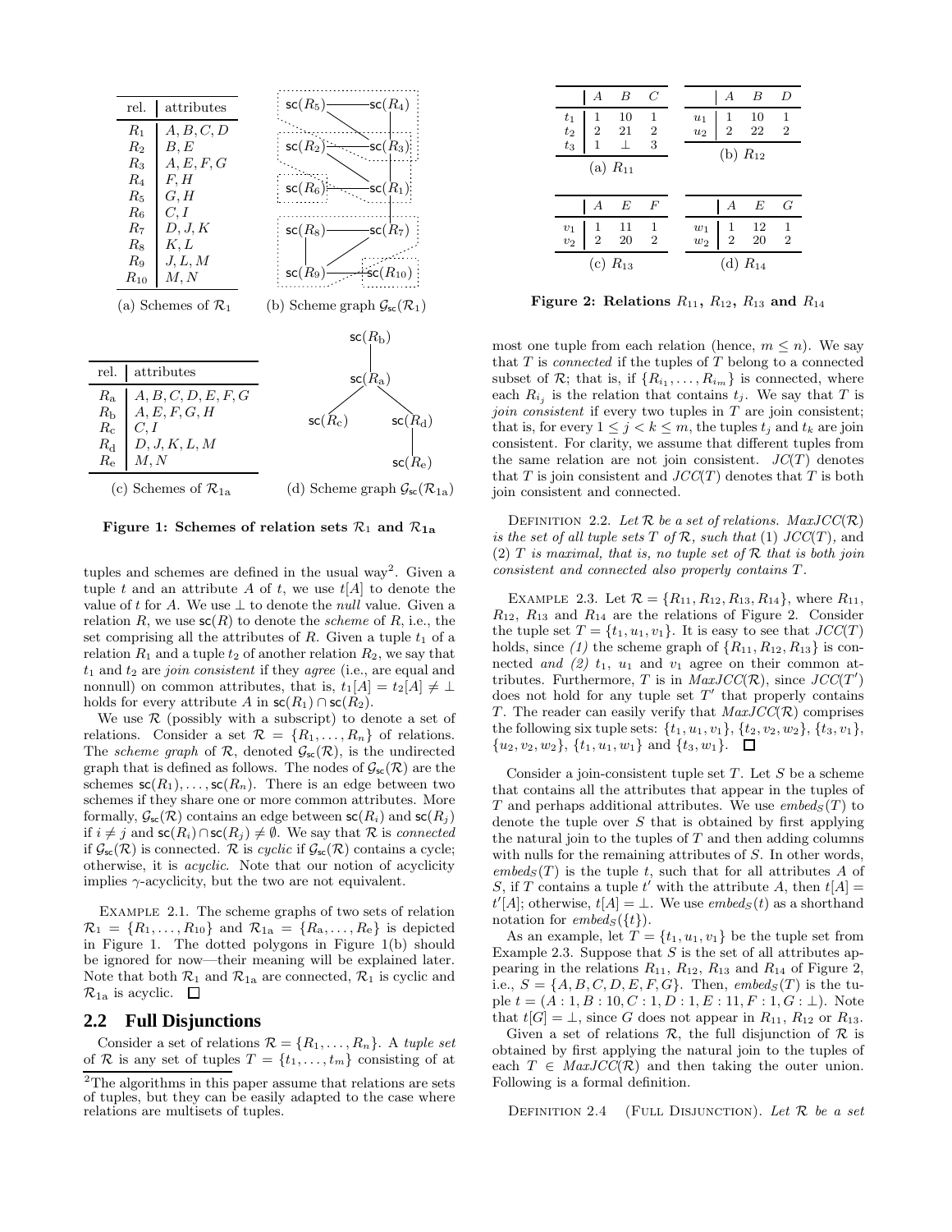| rel. | attributes |
|---|---|
| $R_1$ | $A, B, C, D$ |
| $R_2$ | $B, E$ |
| $R_3$ | $A, E, F, G$ |
| $R_4$ | $F, H$ |
| $R_5$ | $G, H$ |
| $R_6$ | $C, I$ |
| $R_7$ | $D, J, K$ |
| $R_8$ | $K, L$ |
| $R_9$ | $J, L, M$ |
| $R_{10}$ | $M, N$ |

(a) Schemes of $\mathcal{R}_1$

(b) Scheme graph $\mathcal{G}_{\mathsf{sc}}(\mathcal{R}_1)$

| rel. | attributes |
|---|---|
| $R_\mathrm{a}$ | $A, B, C, D, E, F, G$ |
| $R_\mathrm{b}$ | $A, E, F, G, H$ |
| $R_\mathrm{c}$ | $C, I$ |
| $R_\mathrm{d}$ | $D, J, K, L, M$ |
| $R_\mathrm{e}$ | $M, N$ |

(c) Schemes of $\mathcal{R}_{1\mathrm{a}}$

(d) Scheme graph $\mathcal{G}_{\mathsf{sc}}(\mathcal{R}_{1\mathrm{a}})$

**Figure 1: Schemes of relation sets $\mathcal{R}_1$ and $\mathcal{R}_{1\mathrm{a}}$**

tuples and schemes are defined in the usual way[2]. Given a tuple $t$ and an attribute $A$ of $t$, we use $t[A]$ to denote the value of $t$ for $A$. We use $\perp$ to denote the *null* value. Given a relation $R$, we use $\mathsf{sc}(R)$ to denote the *scheme* of $R$, i.e., the set comprising all the attributes of $R$. Given a tuple $t_1$ of a relation $R_1$ and a tuple $t_2$ of another relation $R_2$, we say that $t_1$ and $t_2$ are *join consistent* if they *agree* (i.e., are equal and nonnull) on common attributes, that is, $t_1[A] = t_2[A] \neq \perp$ holds for every attribute $A$ in $\mathsf{sc}(R_1) \cap \mathsf{sc}(R_2)$.

We use $\mathcal{R}$ (possibly with a subscript) to denote a set of relations. Consider a set $\mathcal{R} = \{R_1, \ldots, R_n\}$ of relations. The *scheme graph* of $\mathcal{R}$, denoted $\mathcal{G}_{\mathsf{sc}}(\mathcal{R})$, is the undirected graph that is defined as follows. The nodes of $\mathcal{G}_{\mathsf{sc}}(\mathcal{R})$ are the schemes $\mathsf{sc}(R_1), \ldots, \mathsf{sc}(R_n)$. There is an edge between two schemes if they share one or more common attributes. More formally, $\mathcal{G}_{\mathsf{sc}}(\mathcal{R})$ contains an edge between $\mathsf{sc}(R_i)$ and $\mathsf{sc}(R_j)$ if $i \neq j$ and $\mathsf{sc}(R_i) \cap \mathsf{sc}(R_j) \neq \emptyset$. We say that $\mathcal{R}$ is *connected* if $\mathcal{G}_{\mathsf{sc}}(\mathcal{R})$ is connected. $\mathcal{R}$ is *cyclic* if $\mathcal{G}_{\mathsf{sc}}(\mathcal{R})$ contains a cycle; otherwise, it is *acyclic*. Note that our notion of acyclicity implies $\gamma$-acyclicity, but the two are not equivalent.

EXAMPLE 2.1. The scheme graphs of two sets of relation $\mathcal{R}_1 = \{R_1, \ldots, R_{10}\}$ and $\mathcal{R}_{1\mathrm{a}} = \{R_\mathrm{a}, \ldots, R_\mathrm{e}\}$ is depicted in Figure 1. The dotted polygons in Figure 1(b) should be ignored for now—their meaning will be explained later. Note that both $\mathcal{R}_1$ and $\mathcal{R}_{1\mathrm{a}}$ are connected, $\mathcal{R}_1$ is cyclic and $\mathcal{R}_{1\mathrm{a}}$ is acyclic. □

## 2.2 Full Disjunctions

Consider a set of relations $\mathcal{R} = \{R_1, \ldots, R_n\}$. A *tuple set* of $\mathcal{R}$ is any set of tuples $T = \{t_1, \ldots, t_m\}$ consisting of at most one tuple from each relation (hence, $m \leq n$). We say that $T$ is *connected* if the tuples of $T$ belong to a connected subset of $\mathcal{R}$; that is, if $\{R_{i_1}, \ldots, R_{i_m}\}$ is connected, where each $R_{i_j}$ is the relation that contains $t_j$. We say that $T$ is *join consistent* if every two tuples in $T$ are join consistent; that is, for every $1 \leq j < k \leq m$, the tuples $t_j$ and $t_k$ are join consistent. For clarity, we assume that different tuples from the same relation are not join consistent. $JC(T)$ denotes that $T$ is join consistent and $JCC(T)$ denotes that $T$ is both join consistent and connected.

[2]The algorithms in this paper assume that relations are sets of tuples, but they can be easily adapted to the case where relations are multisets of tuples.

| | $A$ | $B$ | $C$ |
|---|---|---|---|
| $t_1$ | 1 | 10 | 1 |
| $t_2$ | 2 | 21 | 2 |
| $t_3$ | 1 | $\perp$ | 3 |

(a) $R_{11}$

| | $A$ | $B$ | $D$ |
|---|---|---|---|
| $u_1$ | 1 | 10 | 1 |
| $u_2$ | 2 | 22 | 2 |

(b) $R_{12}$

| | $A$ | $E$ | $F$ |
|---|---|---|---|
| $v_1$ | 1 | 11 | 1 |
| $v_2$ | 2 | 20 | 2 |

(c) $R_{13}$

| | $A$ | $E$ | $G$ |
|---|---|---|---|
| $w_1$ | 1 | 12 | 1 |
| $w_2$ | 2 | 20 | 2 |

(d) $R_{14}$

**Figure 2: Relations $R_{11}$, $R_{12}$, $R_{13}$ and $R_{14}$**

DEFINITION 2.2. *Let $\mathcal{R}$ be a set of relations. $MaxJCC(\mathcal{R})$ is the set of all tuple sets $T$ of $\mathcal{R}$, such that (1) $JCC(T)$, and (2) $T$ is maximal, that is, no tuple set of $\mathcal{R}$ that is both join consistent and connected also properly contains $T$.*

EXAMPLE 2.3. Let $\mathcal{R} = \{R_{11}, R_{12}, R_{13}, R_{14}\}$, where $R_{11}$, $R_{12}$, $R_{13}$ and $R_{14}$ are the relations of Figure 2. Consider the tuple set $T = \{t_1, u_1, v_1\}$. It is easy to see that $JCC(T)$ holds, since *(1)* the scheme graph of $\{R_{11}, R_{12}, R_{13}\}$ is connected *and (2)* $t_1$, $u_1$ and $v_1$ agree on their common attributes. Furthermore, $T$ is in $MaxJCC(\mathcal{R})$, since $JCC(T')$ does not hold for any tuple set $T'$ that properly contains $T$. The reader can easily verify that $MaxJCC(\mathcal{R})$ comprises the following six tuple sets: $\{t_1, u_1, v_1\}$, $\{t_2, v_2, w_2\}$, $\{t_3, v_1\}$, $\{u_2, v_2, w_2\}$, $\{t_1, u_1, w_1\}$ and $\{t_3, w_1\}$. □

Consider a join-consistent tuple set $T$. Let $S$ be a scheme that contains all the attributes that appear in the tuples of $T$ and perhaps additional attributes. We use $embed_S(T)$ to denote the tuple over $S$ that is obtained by first applying the natural join to the tuples of $T$ and then adding columns with nulls for the remaining attributes of $S$. In other words, $embed_S(T)$ is the tuple $t$, such that for all attributes $A$ of $S$, if $T$ contains a tuple $t'$ with the attribute $A$, then $t[A] = t'[A]$; otherwise, $t[A] = \perp$. We use $embed_S(t)$ as a shorthand notation for $embed_S(\{t\})$.

As an example, let $T = \{t_1, u_1, v_1\}$ be the tuple set from Example 2.3. Suppose that $S$ is the set of all attributes appearing in the relations $R_{11}$, $R_{12}$, $R_{13}$ and $R_{14}$ of Figure 2, i.e., $S = \{A, B, C, D, E, F, G\}$. Then, $embed_S(T)$ is the tuple $t = (A : 1, B : 10, C : 1, D : 1, E : 11, F : 1, G : \perp)$. Note that $t[G] = \perp$, since $G$ does not appear in $R_{11}$, $R_{12}$ or $R_{13}$.

Given a set of relations $\mathcal{R}$, the full disjunction of $\mathcal{R}$ is obtained by first applying the natural join to the tuples of each $T \in MaxJCC(\mathcal{R})$ and then taking the outer union. Following is a formal definition.

DEFINITION 2.4 (FULL DISJUNCTION). *Let $\mathcal{R}$ be a set*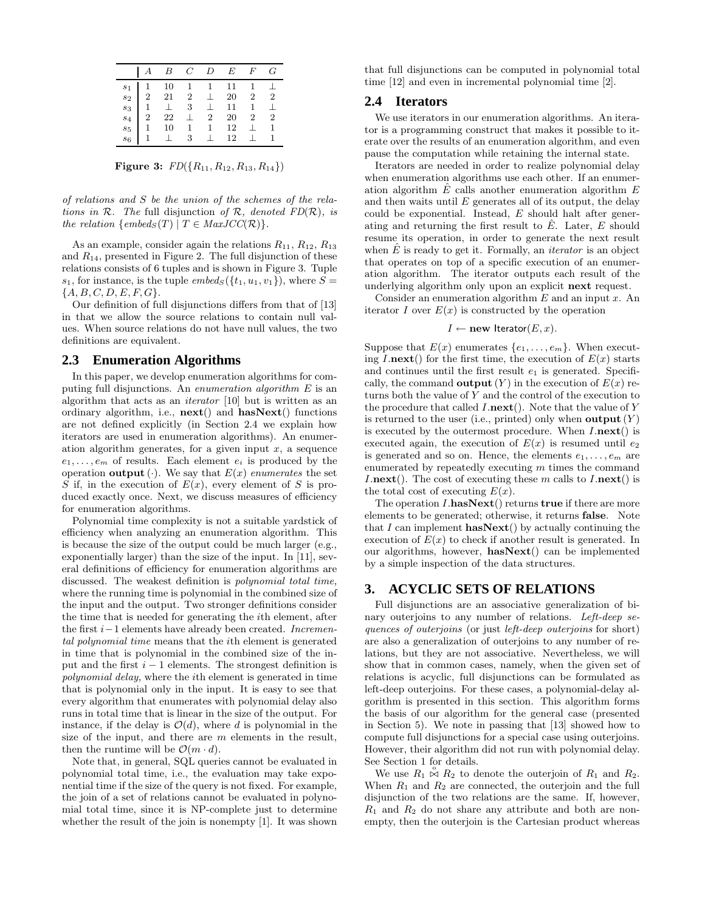|  | $A$ | $B$ | $C$ | $D$ | $E$ | $F$ | $G$ |
|---|---|---|---|---|---|---|---|
| $s_1$ | 1 | 10 | 1 | 1 | 11 | 1 | $\perp$ |
| $s_2$ | 2 | 21 | 2 | $\perp$ | 20 | 2 | 2 |
| $s_3$ | 1 | $\perp$ | 3 | $\perp$ | 11 | 1 | $\perp$ |
| $s_4$ | 2 | 22 | $\perp$ | 2 | 20 | 2 | 2 |
| $s_5$ | 1 | 10 | 1 | 1 | 12 | $\perp$ | 1 |
| $s_6$ | 1 | $\perp$ | 3 | $\perp$ | 12 | $\perp$ | 1 |

**Figure 3:** $FD(\{R_{11}, R_{12}, R_{13}, R_{14}\})$

*of relations and $S$ be the union of the schemes of the relations in $\mathcal{R}$. The* full disjunction *of $\mathcal{R}$, denoted $FD(\mathcal{R})$, is the relation $\{embeds_S(T) \mid T \in MaxJCC(\mathcal{R})\}$.*

As an example, consider again the relations $R_{11}$, $R_{12}$, $R_{13}$ and $R_{14}$, presented in Figure 2. The full disjunction of these relations consists of 6 tuples and is shown in Figure 3. Tuple $s_1$, for instance, is the tuple $embeds_S(\{t_1, u_1, v_1\})$, where $S = \{A, B, C, D, E, F, G\}$.

Our definition of full disjunctions differs from that of [13] in that we allow the source relations to contain null values. When source relations do not have null values, the two definitions are equivalent.

## 2.3 Enumeration Algorithms

In this paper, we develop enumeration algorithms for computing full disjunctions. An *enumeration algorithm* $E$ is an algorithm that acts as an *iterator* [10] but is written as an ordinary algorithm, i.e., **next**() and **hasNext**() functions are not defined explicitly (in Section 2.4 we explain how iterators are used in enumeration algorithms). An enumeration algorithm generates, for a given input $x$, a sequence $e_1, \ldots, e_m$ of results. Each element $e_i$ is produced by the operation **output** $(\cdot)$. We say that $E(x)$ *enumerates* the set $S$ if, in the execution of $E(x)$, every element of $S$ is produced exactly once. Next, we discuss measures of efficiency for enumeration algorithms.

Polynomial time complexity is not a suitable yardstick of efficiency when analyzing an enumeration algorithm. This is because the size of the output could be much larger (e.g., exponentially larger) than the size of the input. In [11], several definitions of efficiency for enumeration algorithms are discussed. The weakest definition is *polynomial total time,* where the running time is polynomial in the combined size of the input and the output. Two stronger definitions consider the time that is needed for generating the $i$th element, after the first $i-1$ elements have already been created. *Incremental polynomial time* means that the $i$th element is generated in time that is polynomial in the combined size of the input and the first $i-1$ elements. The strongest definition is *polynomial delay,* where the $i$th element is generated in time that is polynomial only in the input. It is easy to see that every algorithm that enumerates with polynomial delay also runs in total time that is linear in the size of the output. For instance, if the delay is $\mathcal{O}(d)$, where $d$ is polynomial in the size of the input, and there are $m$ elements in the result, then the runtime will be $\mathcal{O}(m \cdot d)$.

Note that, in general, SQL queries cannot be evaluated in polynomial total time, i.e., the evaluation may take exponential time if the size of the query is not fixed. For example, the join of a set of relations cannot be evaluated in polynomial total time, since it is NP-complete just to determine whether the result of the join is nonempty [1]. It was shown that full disjunctions can be computed in polynomial total time [12] and even in incremental polynomial time [2].

## 2.4 Iterators

We use iterators in our enumeration algorithms. An iterator is a programming construct that makes it possible to iterate over the results of an enumeration algorithm, and even pause the computation while retaining the internal state.

Iterators are needed in order to realize polynomial delay when enumeration algorithms use each other. If an enumeration algorithm $\hat{E}$ calls another enumeration algorithm $E$ and then waits until $E$ generates all of its output, the delay could be exponential. Instead, $E$ should halt after generating and returning the first result to $\hat{E}$. Later, $E$ should resume its operation, in order to generate the next result when $\hat{E}$ is ready to get it. Formally, an *iterator* is an object that operates on top of a specific execution of an enumeration algorithm. The iterator outputs each result of the underlying algorithm only upon an explicit **next** request.

Consider an enumeration algorithm $E$ and an input $x$. An iterator $I$ over $E(x)$ is constructed by the operation

$$I \leftarrow \textbf{new } \mathsf{Iterator}(E, x).$$

Suppose that $E(x)$ enumerates $\{e_1, \ldots, e_m\}$. When executing $I.$**next**() for the first time, the execution of $E(x)$ starts and continues until the first result $e_1$ is generated. Specifically, the command **output** $(Y)$ in the execution of $E(x)$ returns both the value of $Y$ and the control of the execution to the procedure that called $I.$**next**(). Note that the value of $Y$ is returned to the user (i.e., printed) only when **output** $(Y)$ is executed by the outermost procedure. When $I.$**next**() is executed again, the execution of $E(x)$ is resumed until $e_2$ is generated and so on. Hence, the elements $e_1, \ldots, e_m$ are enumerated by repeatedly executing $m$ times the command $I.$**next**(). The cost of executing these $m$ calls to $I.$**next**() is the total cost of executing $E(x)$.

The operation $I.$**hasNext**() returns **true** if there are more elements to be generated; otherwise, it returns **false**. Note that $I$ can implement **hasNext**() by actually continuing the execution of $E(x)$ to check if another result is generated. In our algorithms, however, **hasNext**() can be implemented by a simple inspection of the data structures.

# 3. ACYCLIC SETS OF RELATIONS

Full disjunctions are an associative generalization of binary outerjoins to any number of relations. *Left-deep sequences of outerjoins* (or just *left-deep outerjoins* for short) are also a generalization of outerjoins to any number of relations, but they are not associative. Nevertheless, we will show that in common cases, namely, when the given set of relations is acyclic, full disjunctions can be formulated as left-deep outerjoins. For these cases, a polynomial-delay algorithm is presented in this section. This algorithm forms the basis of our algorithm for the general case (presented in Section 5). We note in passing that [13] showed how to compute full disjunctions for a special case using outerjoins. However, their algorithm did not run with polynomial delay. See Section 1 for details.

We use $R_1 \overset{\circ}{\bowtie} R_2$ to denote the outerjoin of $R_1$ and $R_2$. When $R_1$ and $R_2$ are connected, the outerjoin and the full disjunction of the two relations are the same. If, however, $R_1$ and $R_2$ do not share any attribute and both are nonempty, then the outerjoin is the Cartesian product whereas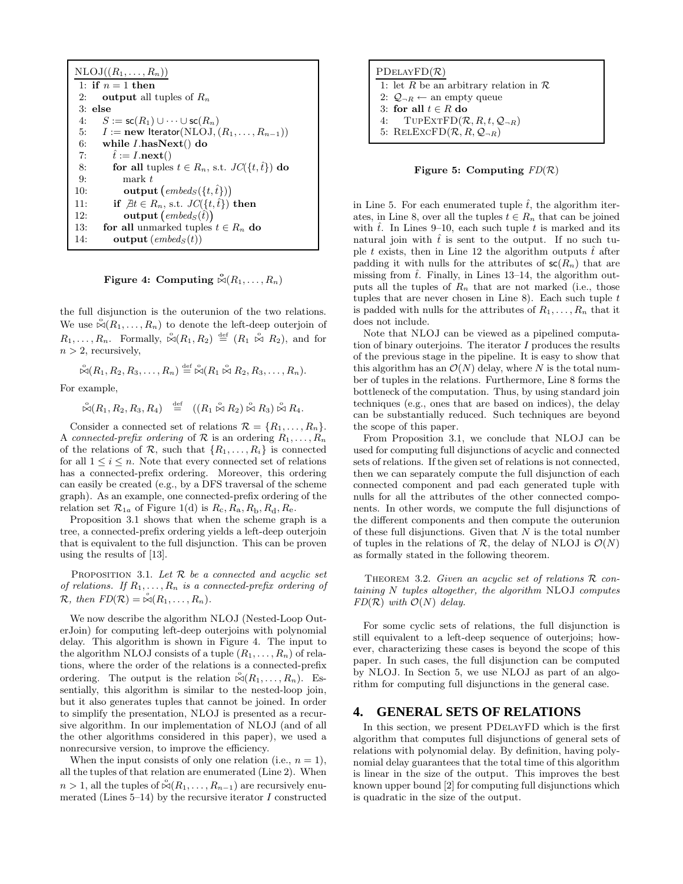```
NLOJ((R_1, ..., R_n))
 1: if n = 1 then
 2:    output all tuples of R_n
 3: else
 4:    S := sc(R_1) ∪ ··· ∪ sc(R_n)
 5:    I := new Iterator(NLOJ, (R_1, ..., R_{n-1}))
 6:    while I.hasNext() do
 7:       t̂ := I.next()
 8:       for all tuples t ∈ R_n, s.t. JC({t, t̂}) do
 9:          mark t
10:          output (embed_S({t, t̂}))
11:       if ∄t ∈ R_n, s.t. JC({t, t̂}) then
12:          output (embed_S(t̂))
13:    for all unmarked tuples t ∈ R_n do
14:       output (embed_S(t))
```

**Figure 4: Computing $\overset{\circ}{\bowtie}(R_1, \ldots, R_n)$**

the full disjunction is the outerunion of the two relations. We use $\overset{\circ}{\bowtie}(R_1, \ldots, R_n)$ to denote the left-deep outerjoin of $R_1, \ldots, R_n$. Formally, $\overset{\circ}{\bowtie}(R_1, R_2) \stackrel{\text{def}}{=} (R_1 \overset{\circ}{\bowtie} R_2)$, and for $n > 2$, recursively,

$$\overset{\circ}{\bowtie}(R_1, R_2, R_3, \ldots, R_n) \stackrel{\text{def}}{=} \overset{\circ}{\bowtie}(R_1 \overset{\circ}{\bowtie} R_2, R_3, \ldots, R_n).$$

For example,

$$\overset{\circ}{\bowtie}(R_1, R_2, R_3, R_4) \stackrel{\text{def}}{=} ((R_1 \overset{\circ}{\bowtie} R_2) \overset{\circ}{\bowtie} R_3) \overset{\circ}{\bowtie} R_4.$$

Consider a connected set of relations $\mathcal{R} = \{R_1, \ldots, R_n\}$. A *connected-prefix ordering* of $\mathcal{R}$ is an ordering $R_1, \ldots, R_n$ of the relations of $\mathcal{R}$, such that $\{R_1, \ldots, R_i\}$ is connected for all $1 \leq i \leq n$. Note that every connected set of relations has a connected-prefix ordering. Moreover, this ordering can easily be created (e.g., by a DFS traversal of the scheme graph). As an example, one connected-prefix ordering of the relation set $\mathcal{R}_{1a}$ of Figure 1(d) is $R_c, R_a, R_b, R_d, R_e$.

Proposition 3.1 shows that when the scheme graph is a tree, a connected-prefix ordering yields a left-deep outerjoin that is equivalent to the full disjunction. This can be proven using the results of [13].

Proposition 3.1. *Let $\mathcal{R}$ be a connected and acyclic set of relations. If $R_1, \ldots, R_n$ is a connected-prefix ordering of $\mathcal{R}$, then $FD(\mathcal{R}) = \overset{\circ}{\bowtie}(R_1, \ldots, R_n)$.*

We now describe the algorithm NLOJ (Nested-Loop OuterJoin) for computing left-deep outerjoins with polynomial delay. This algorithm is shown in Figure 4. The input to the algorithm NLOJ consists of a tuple $(R_1, \ldots, R_n)$ of relations, where the order of the relations is a connected-prefix ordering. The output is the relation $\overset{\circ}{\bowtie}(R_1, \ldots, R_n)$. Essentially, this algorithm is similar to the nested-loop join, but it also generates tuples that cannot be joined. In order to simplify the presentation, NLOJ is presented as a recursive algorithm. In our implementation of NLOJ (and of all the other algorithms considered in this paper), we used a nonrecursive version, to improve the efficiency.

When the input consists of only one relation (i.e., $n = 1$), all the tuples of that relation are enumerated (Line 2). When $n > 1$, all the tuples of $\overset{\circ}{\bowtie}(R_1, \ldots, R_{n-1})$ are recursively enumerated (Lines 5–14) by the recursive iterator $I$ constructed in Line 5. For each enumerated tuple $\hat{t}$, the algorithm iterates, in Line 8, over all the tuples $t \in R_n$ that can be joined with $\hat{t}$. In Lines 9–10, each such tuple $t$ is marked and its natural join with $\hat{t}$ is sent to the output. If no such tuple $t$ exists, then in Line 12 the algorithm outputs $\hat{t}$ after padding it with nulls for the attributes of $\mathsf{sc}(R_n)$ that are missing from $\hat{t}$. Finally, in Lines 13–14, the algorithm outputs all the tuples of $R_n$ that are not marked (i.e., those tuples that are never chosen in Line 8). Each such tuple $t$ is padded with nulls for the attributes of $R_1, \ldots, R_n$ that it does not include.

Note that NLOJ can be viewed as a pipelined computation of binary outerjoins. The iterator $I$ produces the results of the previous stage in the pipeline. It is easy to show that this algorithm has an $\mathcal{O}(N)$ delay, where $N$ is the total number of tuples in the relations. Furthermore, Line 8 forms the bottleneck of the computation. Thus, by using standard join techniques (e.g., ones that are based on indices), the delay can be substantially reduced. Such techniques are beyond the scope of this paper.

From Proposition 3.1, we conclude that NLOJ can be used for computing full disjunctions of acyclic and connected sets of relations. If the given set of relations is not connected, then we can separately compute the full disjunction of each connected component and pad each generated tuple with nulls for all the attributes of the other connected components. In other words, we compute the full disjunctions of the different components and then compute the outerunion of these full disjunctions. Given that $N$ is the total number of tuples in the relations of $\mathcal{R}$, the delay of NLOJ is $\mathcal{O}(N)$ as formally stated in the following theorem.

Theorem 3.2. *Given an acyclic set of relations $\mathcal{R}$ containing $N$ tuples altogether, the algorithm* NLOJ *computes $FD(\mathcal{R})$ with $\mathcal{O}(N)$ delay.*

For some cyclic sets of relations, the full disjunction is still equivalent to a left-deep sequence of outerjoins; however, characterizing these cases is beyond the scope of this paper. In such cases, the full disjunction can be computed by NLOJ. In Section 5, we use NLOJ as part of an algorithm for computing full disjunctions in the general case.

```
PDelayFD(R)
 1: let R be an arbitrary relation in R
 2: Q_¬R ← an empty queue
 3: for all t ∈ R do
 4:    TupExtFD(R, R, t, Q_¬R)
 5: RelExcFD(R, R, Q_¬R)
```

**Figure 5: Computing $FD(\mathcal{R})$**

## 4. GENERAL SETS OF RELATIONS

In this section, we present PDelayFD which is the first algorithm that computes full disjunctions of general sets of relations with polynomial delay. By definition, having polynomial delay guarantees that the total time of this algorithm is linear in the size of the output. This improves the best known upper bound [2] for computing full disjunctions which is quadratic in the size of the output.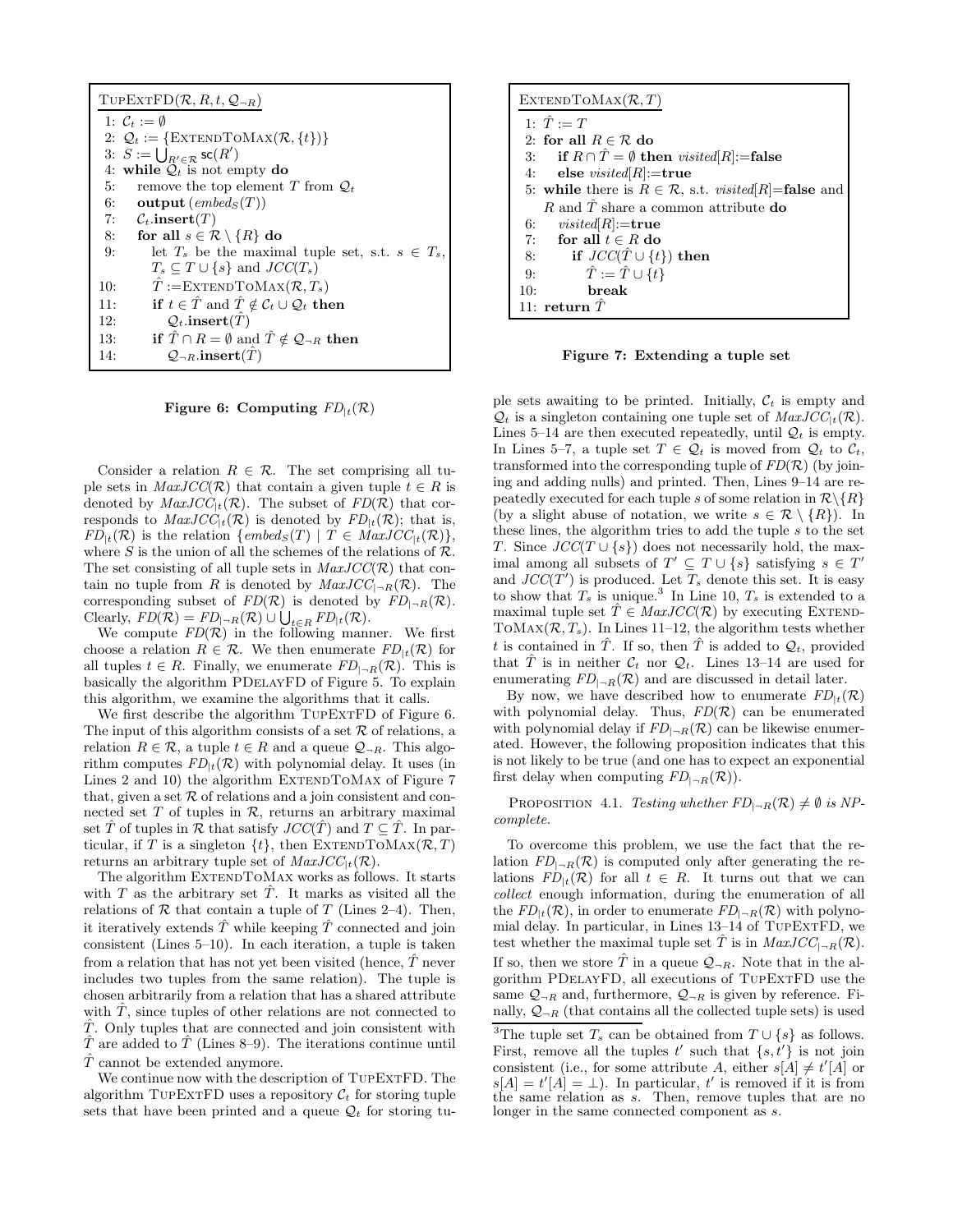```
TupExtFD(𝓡, R, t, 𝓠_¬R)
 1: 𝓒_t := ∅
 2: 𝓠_t := {ExtendToMax(𝓡, {t})}
 3: S := ⋃_{R'∈𝓡} sc(R')
 4: while 𝓠_t is not empty do
 5:    remove the top element T from 𝓠_t
 6:    output (embed_S(T))
 7:    𝓒_t.insert(T)
 8:    for all s ∈ 𝓡 \ {R} do
 9:       let T_s be the maximal tuple set, s.t. s ∈ T_s,
          T_s ⊆ T ∪ {s} and JCC(T_s)
10:       T̂ := ExtendToMax(𝓡, T_s)
11:       if t ∈ T̂ and T̂ ∉ 𝓒_t ∪ 𝓠_t then
12:          𝓠_t.insert(T̂)
13:       if T̂ ∩ R = ∅ and T̂ ∉ 𝓠_¬R then
14:          𝓠_¬R.insert(T̂)
```

**Figure 6: Computing $FD_{|t}(\mathcal{R})$**

```
ExtendToMax(𝓡, T)
 1: T̂ := T
 2: for all R ∈ 𝓡 do
 3:    if R ∩ T̂ = ∅ then visited[R]:=false
 4:    else visited[R]:=true
 5: while there is R ∈ 𝓡, s.t. visited[R]=false and
    R and T̂ share a common attribute do
 6:    visited[R]:=true
 7:    for all t ∈ R do
 8:       if JCC(T̂ ∪ {t}) then
 9:          T̂ := T̂ ∪ {t}
10:          break
11: return T̂
```

**Figure 7: Extending a tuple set**

Consider a relation $R \in \mathcal{R}$. The set comprising all tuple sets in $MaxJCC(\mathcal{R})$ that contain a given tuple $t \in R$ is denoted by $MaxJCC_{|t}(\mathcal{R})$. The subset of $FD(\mathcal{R})$ that corresponds to $MaxJCC_{|t}(\mathcal{R})$ is denoted by $FD_{|t}(\mathcal{R})$; that is, $FD_{|t}(\mathcal{R})$ is the relation $\{embed_S(T) \mid T \in MaxJCC_{|t}(\mathcal{R})\}$, where $S$ is the union of all the schemes of the relations of $\mathcal{R}$. The set consisting of all tuple sets in $MaxJCC(\mathcal{R})$ that contain no tuple from $R$ is denoted by $MaxJCC_{|\neg R}(\mathcal{R})$. The corresponding subset of $FD(\mathcal{R})$ is denoted by $FD_{|\neg R}(\mathcal{R})$. Clearly, $FD(\mathcal{R}) = FD_{|\neg R}(\mathcal{R}) \cup \bigcup_{t \in R} FD_{|t}(\mathcal{R})$.

We compute $FD(\mathcal{R})$ in the following manner. We first choose a relation $R \in \mathcal{R}$. We then enumerate $FD_{|t}(\mathcal{R})$ for all tuples $t \in R$. Finally, we enumerate $FD_{|\neg R}(\mathcal{R})$. This is basically the algorithm PDelayFD of Figure 5. To explain this algorithm, we examine the algorithms that it calls.

We first describe the algorithm TupExtFD of Figure 6. The input of this algorithm consists of a set $\mathcal{R}$ of relations, a relation $R \in \mathcal{R}$, a tuple $t \in R$ and a queue $\mathcal{Q}_{\neg R}$. This algorithm computes $FD_{|t}(\mathcal{R})$ with polynomial delay. It uses (in Lines 2 and 10) the algorithm ExtendToMax of Figure 7 that, given a set $\mathcal{R}$ of relations and a join consistent and connected set $T$ of tuples in $\mathcal{R}$, returns an arbitrary maximal set $\hat{T}$ of tuples in $\mathcal{R}$ that satisfy $JCC(\hat{T})$ and $T \subseteq \hat{T}$. In particular, if $T$ is a singleton $\{t\}$, then ExtendToMax$(\mathcal{R}, T)$ returns an arbitrary tuple set of $MaxJCC_{|t}(\mathcal{R})$.

The algorithm ExtendToMax works as follows. It starts with $T$ as the arbitrary set $\hat{T}$. It marks as visited all the relations of $\mathcal{R}$ that contain a tuple of $T$ (Lines 2–4). Then, it iteratively extends $\hat{T}$ while keeping $\hat{T}$ connected and join consistent (Lines 5–10). In each iteration, a tuple is taken from a relation that has not yet been visited (hence, $\hat{T}$ never includes two tuples from the same relation). The tuple is chosen arbitrarily from a relation that has a shared attribute with $\hat{T}$, since tuples of other relations are not connected to $\hat{T}$. Only tuples that are connected and join consistent with $\hat{T}$ are added to $\hat{T}$ (Lines 8–9). The iterations continue until $\hat{T}$ cannot be extended anymore.

We continue now with the description of TupExtFD. The algorithm TupExtFD uses a repository $\mathcal{C}_t$ for storing tuple sets that have been printed and a queue $\mathcal{Q}_t$ for storing tuple sets awaiting to be printed. Initially, $\mathcal{C}_t$ is empty and $\mathcal{Q}_t$ is a singleton containing one tuple set of $MaxJCC_{|t}(\mathcal{R})$. Lines 5–14 are then executed repeatedly, until $\mathcal{Q}_t$ is empty. In Lines 5–7, a tuple set $T \in \mathcal{Q}_t$ is moved from $\mathcal{Q}_t$ to $\mathcal{C}_t$, transformed into the corresponding tuple of $FD(\mathcal{R})$ (by joining and adding nulls) and printed. Then, Lines 9–14 are repeatedly executed for each tuple $s$ of some relation in $\mathcal{R} \setminus \{R\}$ (by a slight abuse of notation, we write $s \in \mathcal{R} \setminus \{R\}$). In these lines, the algorithm tries to add the tuple $s$ to the set $T$. Since $JCC(T \cup \{s\})$ does not necessarily hold, the maximal among all subsets of $T' \subseteq T \cup \{s\}$ satisfying $s \in T'$ and $JCC(T')$ is produced. Let $T_s$ denote this set. It is easy to show that $T_s$ is unique.[3] In Line 10, $T_s$ is extended to a maximal tuple set $\hat{T} \in MaxJCC(\mathcal{R})$ by executing ExtendToMax$(\mathcal{R}, T_s)$. In Lines 11–12, the algorithm tests whether $t$ is contained in $\hat{T}$. If so, then $\hat{T}$ is added to $\mathcal{Q}_t$, provided that $\hat{T}$ is in neither $\mathcal{C}_t$ nor $\mathcal{Q}_t$. Lines 13–14 are used for enumerating $FD_{|\neg R}(\mathcal{R})$ and are discussed in detail later.

By now, we have described how to enumerate $FD_{|t}(\mathcal{R})$ with polynomial delay. Thus, $FD(\mathcal{R})$ can be enumerated with polynomial delay if $FD_{|\neg R}(\mathcal{R})$ can be likewise enumerated. However, the following proposition indicates that this is not likely to be true (and one has to expect an exponential first delay when computing $FD_{|\neg R}(\mathcal{R})$).

Proposition 4.1. *Testing whether $FD_{|\neg R}(\mathcal{R}) \neq \emptyset$ is NP-complete.*

To overcome this problem, we use the fact that the relation $FD_{|\neg R}(\mathcal{R})$ is computed only after generating the relations $FD_{|t}(\mathcal{R})$ for all $t \in R$. It turns out that we can *collect* enough information, during the enumeration of all the $FD_{|t}(\mathcal{R})$, in order to enumerate $FD_{|\neg R}(\mathcal{R})$ with polynomial delay. In particular, in Lines 13–14 of TupExtFD, we test whether the maximal tuple set $\hat{T}$ is in $MaxJCC_{|\neg R}(\mathcal{R})$. If so, then we store $\hat{T}$ in a queue $\mathcal{Q}_{\neg R}$. Note that in the algorithm PDelayFD, all executions of TupExtFD use the same $\mathcal{Q}_{\neg R}$ and, furthermore, $\mathcal{Q}_{\neg R}$ is given by reference. Finally, $\mathcal{Q}_{\neg R}$ (that contains all the collected tuple sets) is used

[3] The tuple set $T_s$ can be obtained from $T \cup \{s\}$ as follows. First, remove all the tuples $t'$ such that $\{s, t'\}$ is not join consistent (i.e., for some attribute $A$, either $s[A] \neq t'[A]$ or $s[A] = t'[A] = \perp$). In particular, $t'$ is removed if it is from the same relation as $s$. Then, remove tuples that are no longer in the same connected component as $s$.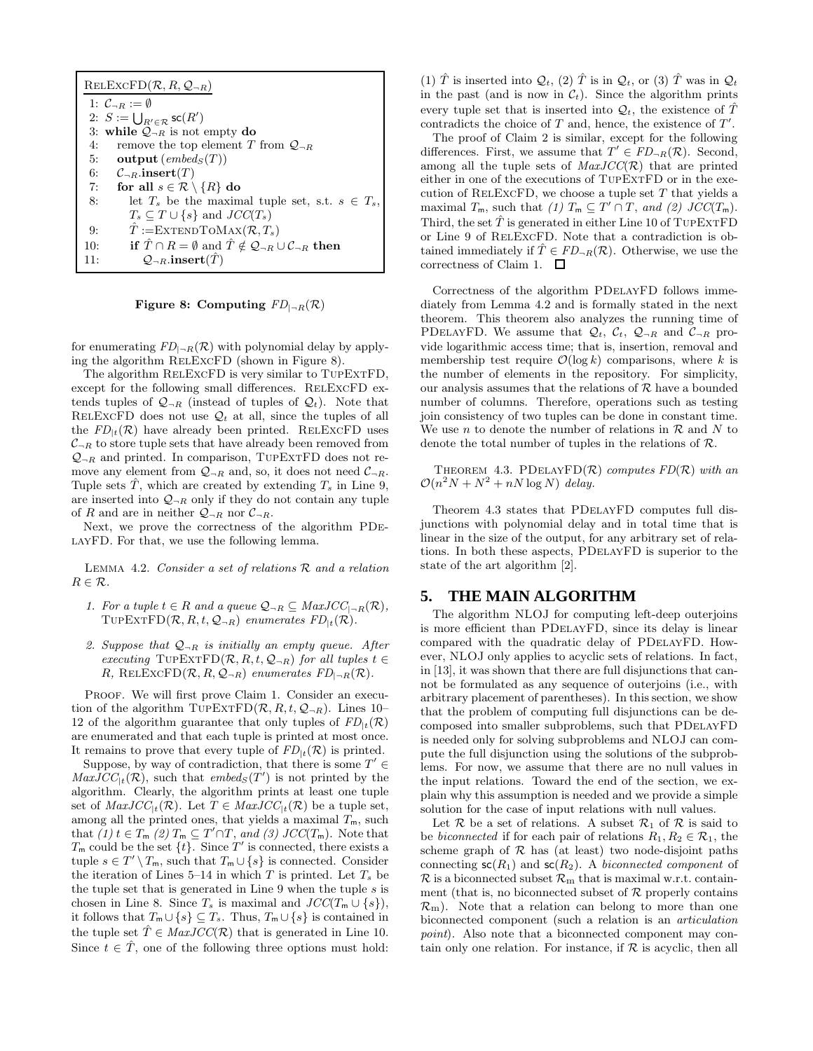```
RelExcFD(R, R, Q_¬R)
1: C_¬R := ∅
2: S := ⋃_{R'∈R} sc(R')
3: while Q_¬R is not empty do
4:    remove the top element T from Q_¬R
5:    output (embed_S(T))
6:    C_¬R.insert(T)
7:    for all s ∈ R \ {R} do
8:       let T_s be the maximal tuple set, s.t. s ∈ T_s,
         T_s ⊆ T ∪ {s} and JCC(T_s)
9:       T̂ := ExtendToMax(R, T_s)
10:      if T̂ ∩ R = ∅ and T̂ ∉ Q_¬R ∪ C_¬R then
11:         Q_¬R.insert(T̂)
```

**Figure 8: Computing $FD_{|\neg R}(\mathcal{R})$**

for enumerating $FD_{|\neg R}(\mathcal{R})$ with polynomial delay by applying the algorithm RelExcFD (shown in Figure 8).

The algorithm RelExcFD is very similar to TupExtFD, except for the following small differences. RelExcFD extends tuples of $\mathcal{Q}_{\neg R}$ (instead of tuples of $\mathcal{Q}_t$). Note that RelExcFD does not use $\mathcal{Q}_t$ at all, since the tuples of all the $FD_{|t}(\mathcal{R})$ have already been printed. RelExcFD uses $\mathcal{C}_{\neg R}$ to store tuple sets that have already been removed from $\mathcal{Q}_{\neg R}$ and printed. In comparison, TupExtFD does not remove any element from $\mathcal{Q}_{\neg R}$ and, so, it does not need $\mathcal{C}_{\neg R}$. Tuple sets $\hat{T}$, which are created by extending $T_s$ in Line 9, are inserted into $\mathcal{Q}_{\neg R}$ only if they do not contain any tuple of $R$ and are in neither $\mathcal{Q}_{\neg R}$ nor $\mathcal{C}_{\neg R}$.

Next, we prove the correctness of the algorithm PDelayFD. For that, we use the following lemma.

Lemma 4.2. *Consider a set of relations $\mathcal{R}$ and a relation $R \in \mathcal{R}$.*

1. *For a tuple $t \in R$ and a queue $\mathcal{Q}_{\neg R} \subseteq MaxJCC_{|\neg R}(\mathcal{R})$, TupExtFD$(\mathcal{R}, R, t, \mathcal{Q}_{\neg R})$ enumerates $FD_{|t}(\mathcal{R})$.*
2. *Suppose that $\mathcal{Q}_{\neg R}$ is initially an empty queue. After executing TupExtFD$(\mathcal{R}, R, t, \mathcal{Q}_{\neg R})$ for all tuples $t \in R$, RelExcFD$(\mathcal{R}, R, \mathcal{Q}_{\neg R})$ enumerates $FD_{|\neg R}(\mathcal{R})$.*

Proof. We will first prove Claim 1. Consider an execution of the algorithm TupExtFD$(\mathcal{R}, R, t, \mathcal{Q}_{\neg R})$. Lines 10–12 of the algorithm guarantee that only tuples of $FD_{|t}(\mathcal{R})$ are enumerated and that each tuple is printed at most once. It remains to prove that every tuple of $FD_{|t}(\mathcal{R})$ is printed.

Suppose, by way of contradiction, that there is some $T' \in MaxJCC_{|t}(\mathcal{R})$, such that $embed_S(T')$ is not printed by the algorithm. Clearly, the algorithm prints at least one tuple set of $MaxJCC_{|t}(\mathcal{R})$. Let $T \in MaxJCC_{|t}(\mathcal{R})$ be a tuple set, among all the printed ones, that yields a maximal $T_{\mathsf{m}}$, such that *(1) $t \in T_{\mathsf{m}}$ (2) $T_{\mathsf{m}} \subseteq T' \cap T$, and (3) $JCC(T_{\mathsf{m}})$*. Note that $T_{\mathsf{m}}$ could be the set $\{t\}$. Since $T'$ is connected, there exists a tuple $s \in T' \setminus T_{\mathsf{m}}$, such that $T_{\mathsf{m}} \cup \{s\}$ is connected. Consider the iteration of Lines 5–14 in which $T$ is printed. Let $T_s$ be the tuple set that is generated in Line 9 when the tuple $s$ is chosen in Line 8. Since $T_s$ is maximal and $JCC(T_{\mathsf{m}} \cup \{s\})$, it follows that $T_{\mathsf{m}} \cup \{s\} \subseteq T_s$. Thus, $T_{\mathsf{m}} \cup \{s\}$ is contained in the tuple set $\hat{T} \in MaxJCC(\mathcal{R})$ that is generated in Line 10. Since $t \in \hat{T}$, one of the following three options must hold: (1) $\hat{T}$ is inserted into $\mathcal{Q}_t$, (2) $\hat{T}$ is in $\mathcal{Q}_t$, or (3) $\hat{T}$ was in $\mathcal{Q}_t$ in the past (and is now in $\mathcal{C}_t$). Since the algorithm prints every tuple set that is inserted into $\mathcal{Q}_t$, the existence of $\hat{T}$ contradicts the choice of $T$ and, hence, the existence of $T'$.

The proof of Claim 2 is similar, except for the following differences. First, we assume that $T' \in FD_{\neg R}(\mathcal{R})$. Second, among all the tuple sets of $MaxJCC(\mathcal{R})$ that are printed either in one of the executions of TupExtFD or in the execution of RelExcFD, we choose a tuple set $T$ that yields a maximal $T_{\mathsf{m}}$, such that *(1) $T_{\mathsf{m}} \subseteq T' \cap T$, and (2) $JCC(T_{\mathsf{m}})$*. Third, the set $\hat{T}$ is generated in either Line 10 of TupExtFD or Line 9 of RelExcFD. Note that a contradiction is obtained immediately if $\hat{T} \in FD_{\neg R}(\mathcal{R})$. Otherwise, we use the correctness of Claim 1. $\square$

Correctness of the algorithm PDelayFD follows immediately from Lemma 4.2 and is formally stated in the next theorem. This theorem also analyzes the running time of PDelayFD. We assume that $\mathcal{Q}_t$, $\mathcal{C}_t$, $\mathcal{Q}_{\neg R}$ and $\mathcal{C}_{\neg R}$ provide logarithmic access time; that is, insertion, removal and membership test require $\mathcal{O}(\log k)$ comparisons, where $k$ is the number of elements in the repository. For simplicity, our analysis assumes that the relations of $\mathcal{R}$ have a bounded number of columns. Therefore, operations such as testing join consistency of two tuples can be done in constant time. We use $n$ to denote the number of relations in $\mathcal{R}$ and $N$ to denote the total number of tuples in the relations of $\mathcal{R}$.

Theorem 4.3. *PDelayFD$(\mathcal{R})$ computes $FD(\mathcal{R})$ with an $\mathcal{O}(n^2N + N^2 + nN\log N)$ delay.*

Theorem 4.3 states that PDelayFD computes full disjunctions with polynomial delay and in total time that is linear in the size of the output, for any arbitrary set of relations. In both these aspects, PDelayFD is superior to the state of the art algorithm [2].

## 5. THE MAIN ALGORITHM

The algorithm NLOJ for computing left-deep outerjoins is more efficient than PDelayFD, since its delay is linear compared with the quadratic delay of PDelayFD. However, NLOJ only applies to acyclic sets of relations. In fact, in [13], it was shown that there are full disjunctions that cannot be formulated as any sequence of outerjoins (i.e., with arbitrary placement of parentheses). In this section, we show that the problem of computing full disjunctions can be decomposed into smaller subproblems, such that PDelayFD is needed only for solving subproblems and NLOJ can compute the full disjunction using the solutions of the subproblems. For now, we assume that there are no null values in the input relations. Toward the end of the section, we explain why this assumption is needed and we provide a simple solution for the case of input relations with null values.

Let $\mathcal{R}$ be a set of relations. A subset $\mathcal{R}_1$ of $\mathcal{R}$ is said to be *biconnected* if for each pair of relations $R_1, R_2 \in \mathcal{R}_1$, the scheme graph of $\mathcal{R}$ has (at least) two node-disjoint paths connecting $\mathsf{sc}(R_1)$ and $\mathsf{sc}(R_2)$. A *biconnected component* of $\mathcal{R}$ is a biconnected subset $\mathcal{R}_{\mathrm{m}}$ that is maximal w.r.t. containment (that is, no biconnected subset of $\mathcal{R}$ properly contains $\mathcal{R}_{\mathrm{m}}$). Note that a relation can belong to more than one biconnected component (such a relation is an *articulation point*). Also note that a biconnected component may contain only one relation. For instance, if $\mathcal{R}$ is acyclic, then all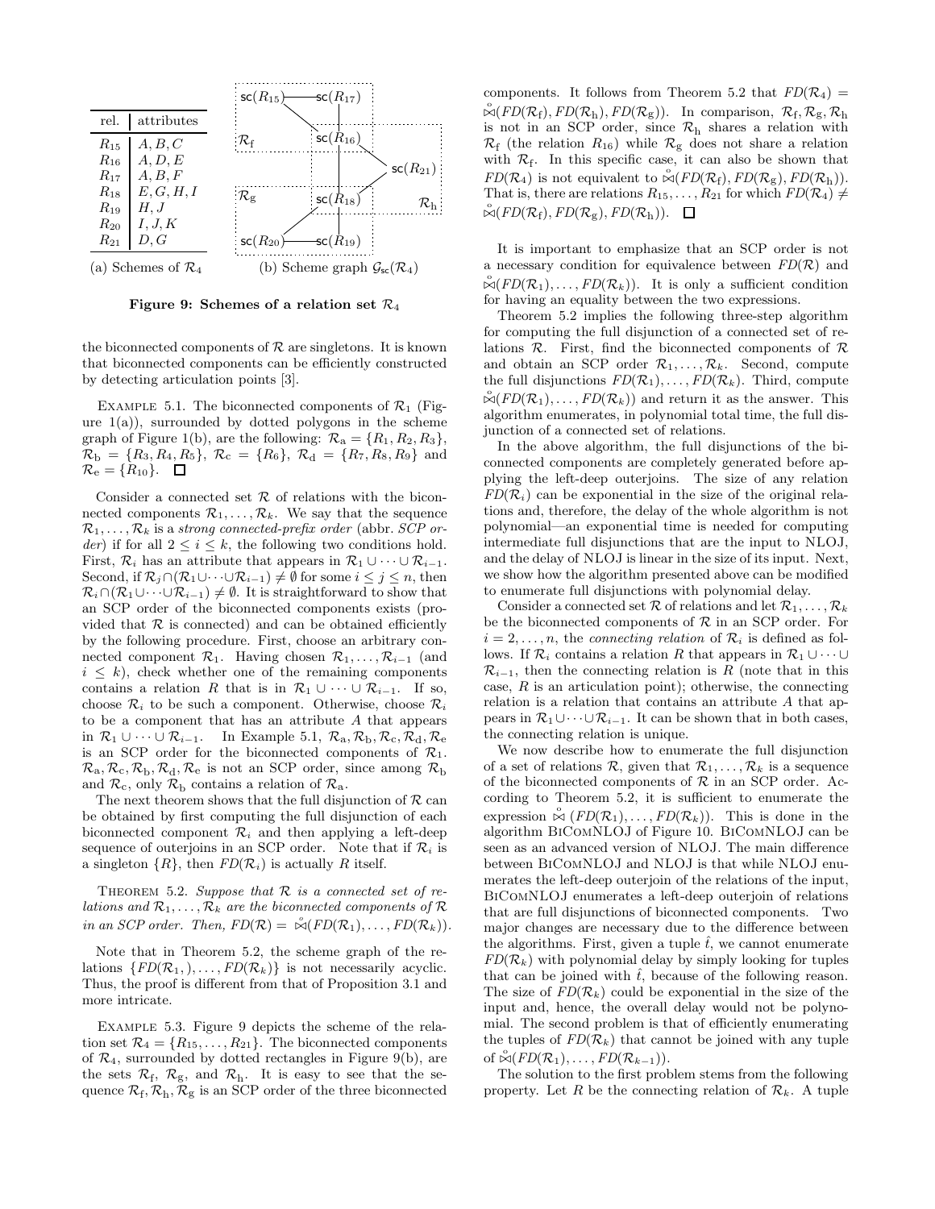| rel. | attributes |
| --- | --- |
| $R_{15}$ | $A, B, C$ |
| $R_{16}$ | $A, D, E$ |
| $R_{17}$ | $A, B, F$ |
| $R_{18}$ | $E, G, H, I$ |
| $R_{19}$ | $H, J$ |
| $R_{20}$ | $I, J, K$ |
| $R_{21}$ | $D, G$ |

(a) Schemes of $\mathcal{R}_4$

(b) Scheme graph $\mathcal{G}_{\mathsf{sc}}(\mathcal{R}_4)$

**Figure 9: Schemes of a relation set $\mathcal{R}_4$**

the biconnected components of $\mathcal{R}$ are singletons. It is known that biconnected components can be efficiently constructed by detecting articulation points [3].

Example 5.1. The biconnected components of $\mathcal{R}_1$ (Figure 1(a)), surrounded by dotted polygons in the scheme graph of Figure 1(b), are the following: $\mathcal{R}_{\mathrm{a}} = \{R_1, R_2, R_3\}$, $\mathcal{R}_{\mathrm{b}} = \{R_3, R_4, R_5\}$, $\mathcal{R}_{\mathrm{c}} = \{R_6\}$, $\mathcal{R}_{\mathrm{d}} = \{R_7, R_8, R_9\}$ and $\mathcal{R}_{\mathrm{e}} = \{R_{10}\}$. □

Consider a connected set $\mathcal{R}$ of relations with the biconnected components $\mathcal{R}_1, \ldots, \mathcal{R}_k$. We say that the sequence $\mathcal{R}_1, \ldots, \mathcal{R}_k$ is a *strong connected-prefix order* (abbr. *SCP order*) if for all $2 \le i \le k$, the following two conditions hold. First, $\mathcal{R}_i$ has an attribute that appears in $\mathcal{R}_1 \cup \cdots \cup \mathcal{R}_{i-1}$. Second, if $\mathcal{R}_j \cap (\mathcal{R}_1 \cup \cdots \cup \mathcal{R}_{i-1}) \neq \emptyset$ for some $i \le j \le n$, then $\mathcal{R}_i \cap (\mathcal{R}_1 \cup \cdots \cup \mathcal{R}_{i-1}) \neq \emptyset$. It is straightforward to show that an SCP order of the biconnected components exists (provided that $\mathcal{R}$ is connected) and can be obtained efficiently by the following procedure. First, choose an arbitrary connected component $\mathcal{R}_1$. Having chosen $\mathcal{R}_1, \ldots, \mathcal{R}_{i-1}$ (and $i \le k$), check whether one of the remaining components contains a relation $R$ that is in $\mathcal{R}_1 \cup \cdots \cup \mathcal{R}_{i-1}$. If so, choose $\mathcal{R}_i$ to be such a component. Otherwise, choose $\mathcal{R}_i$ to be a component that has an attribute $A$ that appears in $\mathcal{R}_1 \cup \cdots \cup \mathcal{R}_{i-1}$. In Example 5.1, $\mathcal{R}_{\mathrm{a}}, \mathcal{R}_{\mathrm{b}}, \mathcal{R}_{\mathrm{c}}, \mathcal{R}_{\mathrm{d}}, \mathcal{R}_{\mathrm{e}}$ is an SCP order for the biconnected components of $\mathcal{R}_1$. $\mathcal{R}_{\mathrm{a}}, \mathcal{R}_{\mathrm{c}}, \mathcal{R}_{\mathrm{b}}, \mathcal{R}_{\mathrm{d}}, \mathcal{R}_{\mathrm{e}}$ is not an SCP order, since among $\mathcal{R}_{\mathrm{b}}$ and $\mathcal{R}_{\mathrm{c}}$, only $\mathcal{R}_{\mathrm{b}}$ contains a relation of $\mathcal{R}_{\mathrm{a}}$.

The next theorem shows that the full disjunction of $\mathcal{R}$ can be obtained by first computing the full disjunction of each biconnected component $\mathcal{R}_i$ and then applying a left-deep sequence of outerjoins in an SCP order. Note that if $\mathcal{R}_i$ is a singleton $\{R\}$, then $FD(\mathcal{R}_i)$ is actually $R$ itself.

Theorem 5.2. *Suppose that $\mathcal{R}$ is a connected set of relations and $\mathcal{R}_1, \ldots, \mathcal{R}_k$ are the biconnected components of $\mathcal{R}$ in an SCP order. Then, $FD(\mathcal{R}) = \mathring{\bowtie}(FD(\mathcal{R}_1), \ldots, FD(\mathcal{R}_k))$.*

Note that in Theorem 5.2, the scheme graph of the relations $\{FD(\mathcal{R}_1,), \ldots, FD(\mathcal{R}_k)\}$ is not necessarily acyclic. Thus, the proof is different from that of Proposition 3.1 and more intricate.

Example 5.3. Figure 9 depicts the scheme of the relation set $\mathcal{R}_4 = \{R_{15}, \ldots, R_{21}\}$. The biconnected components of $\mathcal{R}_4$, surrounded by dotted rectangles in Figure 9(b), are the sets $\mathcal{R}_{\mathrm{f}}$, $\mathcal{R}_{\mathrm{g}}$, and $\mathcal{R}_{\mathrm{h}}$. It is easy to see that the sequence $\mathcal{R}_{\mathrm{f}}, \mathcal{R}_{\mathrm{h}}, \mathcal{R}_{\mathrm{g}}$ is an SCP order of the three biconnected components. It follows from Theorem 5.2 that $FD(\mathcal{R}_4) = \mathring{\bowtie}(FD(\mathcal{R}_{\mathrm{f}}), FD(\mathcal{R}_{\mathrm{h}}), FD(\mathcal{R}_{\mathrm{g}}))$. In comparison, $\mathcal{R}_{\mathrm{f}}, \mathcal{R}_{\mathrm{g}}, \mathcal{R}_{\mathrm{h}}$ is not in an SCP order, since $\mathcal{R}_{\mathrm{h}}$ shares a relation with $\mathcal{R}_{\mathrm{f}}$ (the relation $R_{16}$) while $\mathcal{R}_{\mathrm{g}}$ does not share a relation with $\mathcal{R}_{\mathrm{f}}$. In this specific case, it can also be shown that $FD(\mathcal{R}_4)$ is not equivalent to $\mathring{\bowtie}(FD(\mathcal{R}_{\mathrm{f}}), FD(\mathcal{R}_{\mathrm{g}}), FD(\mathcal{R}_{\mathrm{h}}))$. That is, there are relations $R_{15}, \ldots, R_{21}$ for which $FD(\mathcal{R}_4) \neq \mathring{\bowtie}(FD(\mathcal{R}_{\mathrm{f}}), FD(\mathcal{R}_{\mathrm{g}}), FD(\mathcal{R}_{\mathrm{h}}))$. □

It is important to emphasize that an SCP order is not a necessary condition for equivalence between $FD(\mathcal{R})$ and $\mathring{\bowtie}(FD(\mathcal{R}_1), \ldots, FD(\mathcal{R}_k))$. It is only a sufficient condition for having an equality between the two expressions.

Theorem 5.2 implies the following three-step algorithm for computing the full disjunction of a connected set of relations $\mathcal{R}$. First, find the biconnected components of $\mathcal{R}$ and obtain an SCP order $\mathcal{R}_1, \ldots, \mathcal{R}_k$. Second, compute the full disjunctions $FD(\mathcal{R}_1), \ldots, FD(\mathcal{R}_k)$. Third, compute $\mathring{\bowtie}(FD(\mathcal{R}_1), \ldots, FD(\mathcal{R}_k))$ and return it as the answer. This algorithm enumerates, in polynomial total time, the full disjunction of a connected set of relations.

In the above algorithm, the full disjunctions of the biconnected components are completely generated before applying the left-deep outerjoins. The size of any relation $FD(\mathcal{R}_i)$ can be exponential in the size of the original relations and, therefore, the delay of the whole algorithm is not polynomial—an exponential time is needed for computing intermediate full disjunctions that are the input to NLOJ, and the delay of NLOJ is linear in the size of its input. Next, we show how the algorithm presented above can be modified to enumerate full disjunctions with polynomial delay.

Consider a connected set $\mathcal{R}$ of relations and let $\mathcal{R}_1, \ldots, \mathcal{R}_k$ be the biconnected components of $\mathcal{R}$ in an SCP order. For $i = 2, \ldots, n$, the *connecting relation* of $\mathcal{R}_i$ is defined as follows. If $\mathcal{R}_i$ contains a relation $R$ that appears in $\mathcal{R}_1 \cup \cdots \cup \mathcal{R}_{i-1}$, then the connecting relation is $R$ (note that in this case, $R$ is an articulation point); otherwise, the connecting relation is a relation that contains an attribute $A$ that appears in $\mathcal{R}_1 \cup \cdots \cup \mathcal{R}_{i-1}$. It can be shown that in both cases, the connecting relation is unique.

We now describe how to enumerate the full disjunction of a set of relations $\mathcal{R}$, given that $\mathcal{R}_1, \ldots, \mathcal{R}_k$ is a sequence of the biconnected components of $\mathcal{R}$ in an SCP order. According to Theorem 5.2, it is sufficient to enumerate the expression $\mathring{\bowtie}\,(FD(\mathcal{R}_1), \ldots, FD(\mathcal{R}_k))$. This is done in the algorithm BiComNLOJ of Figure 10. BiComNLOJ can be seen as an advanced version of NLOJ. The main difference between BiComNLOJ and NLOJ is that while NLOJ enumerates the left-deep outerjoin of the relations of the input, BiComNLOJ enumerates a left-deep outerjoin of relations that are full disjunctions of biconnected components. Two major changes are necessary due to the difference between the algorithms. First, given a tuple $\hat{t}$, we cannot enumerate $FD(\mathcal{R}_k)$ with polynomial delay by simply looking for tuples that can be joined with $\hat{t}$, because of the following reason. The size of $FD(\mathcal{R}_k)$ could be exponential in the size of the input and, hence, the overall delay would not be polynomial. The second problem is that of efficiently enumerating the tuples of $FD(\mathcal{R}_k)$ that cannot be joined with any tuple of $\mathring{\bowtie}(FD(\mathcal{R}_1), \ldots, FD(\mathcal{R}_{k-1}))$.

The solution to the first problem stems from the following property. Let $R$ be the connecting relation of $\mathcal{R}_k$. A tuple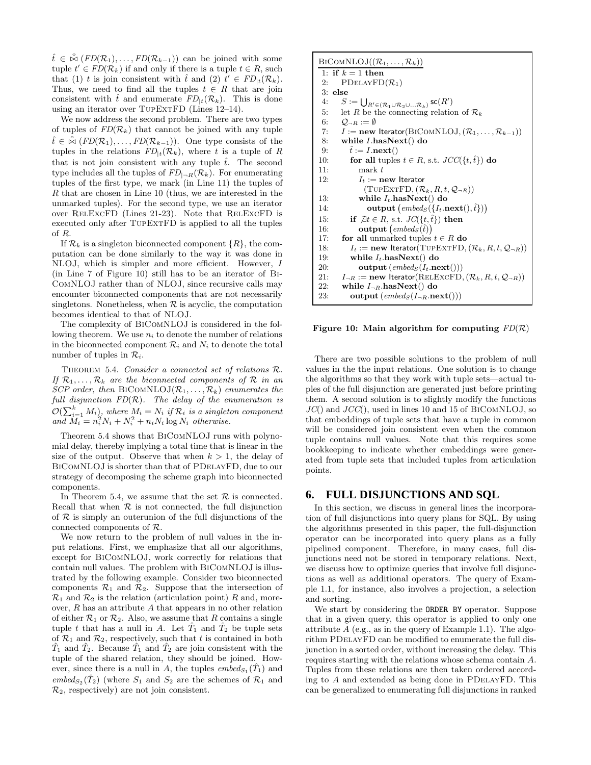$\hat{t} \in \mathring{\bowtie} (FD(\mathcal{R}_1), \ldots, FD(\mathcal{R}_{k-1}))$ can be joined with some tuple $t' \in FD(\mathcal{R}_k)$ if and only if there is a tuple $t \in R$, such that (1) $t$ is join consistent with $\hat{t}$ and (2) $t' \in FD_{|t}(\mathcal{R}_k)$. Thus, we need to find all the tuples $t \in R$ that are join consistent with $\hat{t}$ and enumerate $FD_{|t}(\mathcal{R}_k)$. This is done using an iterator over TupExtFD (Lines 12–14).

We now address the second problem. There are two types of tuples of $FD(\mathcal{R}_k)$ that cannot be joined with any tuple $\hat{t} \in \mathring{\bowtie} (FD(\mathcal{R}_1), \ldots, FD(\mathcal{R}_{k-1}))$. One type consists of the tuples in the relations $FD_{|t}(\mathcal{R}_k)$, where $t$ is a tuple of $R$ that is not join consistent with any tuple $\hat{t}$. The second type includes all the tuples of $FD_{|\neg R}(\mathcal{R}_k)$. For enumerating tuples of the first type, we mark (in Line 11) the tuples of $R$ that are chosen in Line 10 (thus, we are interested in the unmarked tuples). For the second type, we use an iterator over RelExcFD (Lines 21-23). Note that RelExcFD is executed only after TupExtFD is applied to all the tuples of $R$.

If $\mathcal{R}_k$ is a singleton biconnected component $\{R\}$, the computation can be done similarly to the way it was done in NLOJ, which is simpler and more efficient. However, $I$ (in Line 7 of Figure 10) still has to be an iterator of BiComNLOJ rather than of NLOJ, since recursive calls may encounter biconnected components that are not necessarily singletons. Nonetheless, when $\mathcal{R}$ is acyclic, the computation becomes identical to that of NLOJ.

The complexity of BiComNLOJ is considered in the following theorem. We use $n_i$ to denote the number of relations in the biconnected component $\mathcal{R}_i$ and $N_i$ to denote the total number of tuples in $\mathcal{R}_i$.

Theorem 5.4. *Consider a connected set of relations $\mathcal{R}$. If $\mathcal{R}_1, \ldots, \mathcal{R}_k$ are the biconnected components of $\mathcal{R}$ in an SCP order, then* BiComNLOJ$(\mathcal{R}_1, \ldots, \mathcal{R}_k)$ *enumerates the full disjunction $FD(\mathcal{R})$. The delay of the enumeration is $\mathcal{O}(\sum_{i=1}^{k} M_i)$, where $M_i = N_i$ if $\mathcal{R}_i$ is a singleton component and $M_i = n_i^2 N_i + N_i^2 + n_i N_i \log N_i$ otherwise.*

Theorem 5.4 shows that BiComNLOJ runs with polynomial delay, thereby implying a total time that is linear in the size of the output. Observe that when $k > 1$, the delay of BiComNLOJ is shorter than that of PDelayFD, due to our strategy of decomposing the scheme graph into biconnected components.

In Theorem 5.4, we assume that the set $\mathcal{R}$ is connected. Recall that when $\mathcal{R}$ is not connected, the full disjunction of $\mathcal{R}$ is simply an outerunion of the full disjunctions of the connected components of $\mathcal{R}$.

We now return to the problem of null values in the input relations. First, we emphasize that all our algorithms, except for BiComNLOJ, work correctly for relations that contain null values. The problem with BiComNLOJ is illustrated by the following example. Consider two biconnected components $\mathcal{R}_1$ and $\mathcal{R}_2$. Suppose that the intersection of $\mathcal{R}_1$ and $\mathcal{R}_2$ is the relation (articulation point) $R$ and, moreover, $R$ has an attribute $A$ that appears in no other relation of either $\mathcal{R}_1$ or $\mathcal{R}_2$. Also, we assume that $R$ contains a single tuple $t$ that has a null in $A$. Let $\hat{T}_1$ and $\hat{T}_2$ be tuple sets of $\mathcal{R}_1$ and $\mathcal{R}_2$, respectively, such that $t$ is contained in both $\hat{T}_1$ and $\hat{T}_2$. Because $\hat{T}_1$ and $\hat{T}_2$ are join consistent with the tuple of the shared relation, they should be joined. However, since there is a null in $A$, the tuples $embed_{S_1}(\hat{T}_1)$ and $embed_{S_2}(\hat{T}_2)$ (where $S_1$ and $S_2$ are the schemes of $\mathcal{R}_1$ and $\mathcal{R}_2$, respectively) are not join consistent.

```
BiComNLOJ((R_1, ..., R_k))
 1: if k = 1 then
 2:    PDelayFD(R_1)
 3: else
 4:    S := ⋃_{R' ∈ (R_1 ∪ R_2 ∪ ... R_k)} sc(R')
 5:    let R be the connecting relation of R_k
 6:    Q_¬R := ∅
 7:    I := new Iterator(BiComNLOJ, (R_1, ..., R_{k-1}))
 8:    while I.hasNext() do
 9:       t̂ := I.next()
10:       for all tuples t ∈ R, s.t. JCC({t, t̂}) do
11:          mark t
12:          I_t := new Iterator
               (TupExtFD, (R_k, R, t, Q_¬R))
13:          while I_t.hasNext() do
14:             output (embed_S({I_t.next(), t̂}))
15:       if ∄t ∈ R, s.t. JC({t, t̂}) then
16:          output (embed_S(t̂))
17:    for all unmarked tuples t ∈ R do
18:       I_t := new Iterator(TupExtFD, (R_k, R, t, Q_¬R))
19:       while I_t.hasNext() do
20:          output (embed_S(I_t.next()))
21:    I_¬R := new Iterator(RelExcFD, (R_k, R, t, Q_¬R))
22:    while I_¬R.hasNext() do
23:       output (embed_S(I_¬R.next()))
```

**Figure 10: Main algorithm for computing $FD(\mathcal{R})$**

There are two possible solutions to the problem of null values in the the input relations. One solution is to change the algorithms so that they work with tuple sets—actual tuples of the full disjunction are generated just before printing them. A second solution is to slightly modify the functions $JC()$ and $JCC()$, used in lines 10 and 15 of BiComNLOJ, so that embeddings of tuple sets that have a tuple in common will be considered join consistent even when the common tuple contains null values. Note that this requires some bookkeeping to indicate whether embeddings were generated from tuple sets that included tuples from articulation points.

## 6. FULL DISJUNCTIONS AND SQL

In this section, we discuss in general lines the incorporation of full disjunctions into query plans for SQL. By using the algorithms presented in this paper, the full-disjunction operator can be incorporated into query plans as a fully pipelined component. Therefore, in many cases, full disjunctions need not be stored in temporary relations. Next, we discuss how to optimize queries that involve full disjunctions as well as additional operators. The query of Example 1.1, for instance, also involves a projection, a selection and sorting.

We start by considering the ORDER BY operator. Suppose that in a given query, this operator is applied to only one attribute $A$ (e.g., as in the query of Example 1.1). The algorithm PDelayFD can be modified to enumerate the full disjunction in a sorted order, without increasing the delay. This requires starting with the relations whose schema contain $A$. Tuples from these relations are then taken ordered according to $A$ and extended as being done in PDelayFD. This can be generalized to enumerating full disjunctions in ranked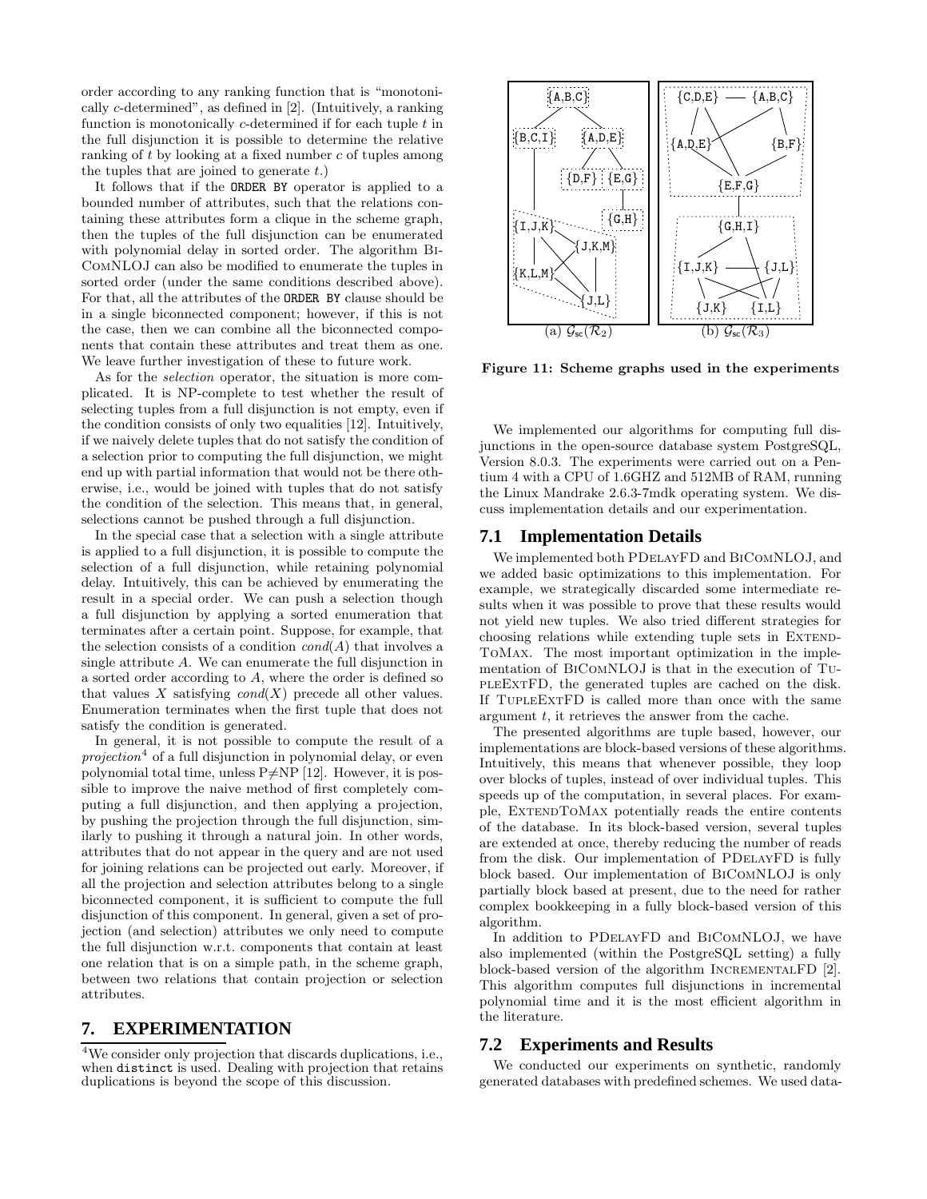order according to any ranking function that is "monotonically $c$-determined", as defined in [2]. (Intuitively, a ranking function is monotonically $c$-determined if for each tuple $t$ in the full disjunction it is possible to determine the relative ranking of $t$ by looking at a fixed number $c$ of tuples among the tuples that are joined to generate $t$.)

It follows that if the `ORDER BY` operator is applied to a bounded number of attributes, such that the relations containing these attributes form a clique in the scheme graph, then the tuples of the full disjunction can be enumerated with polynomial delay in sorted order. The algorithm BiComNLOJ can also be modified to enumerate the tuples in sorted order (under the same conditions described above). For that, all the attributes of the `ORDER BY` clause should be in a single biconnected component; however, if this is not the case, then we can combine all the biconnected components that contain these attributes and treat them as one. We leave further investigation of these to future work.

As for the *selection* operator, the situation is more complicated. It is NP-complete to test whether the result of selecting tuples from a full disjunction is not empty, even if the condition consists of only two equalities [12]. Intuitively, if we naively delete tuples that do not satisfy the condition of a selection prior to computing the full disjunction, we might end up with partial information that would not be there otherwise, i.e., would be joined with tuples that do not satisfy the condition of the selection. This means that, in general, selections cannot be pushed through a full disjunction.

In the special case that a selection with a single attribute is applied to a full disjunction, it is possible to compute the selection of a full disjunction, while retaining polynomial delay. Intuitively, this can be achieved by enumerating the result in a special order. We can push a selection though a full disjunction by applying a sorted enumeration that terminates after a certain point. Suppose, for example, that the selection consists of a condition $cond(A)$ that involves a single attribute $A$. We can enumerate the full disjunction in a sorted order according to $A$, where the order is defined so that values $X$ satisfying $cond(X)$ precede all other values. Enumeration terminates when the first tuple that does not satisfy the condition is generated.

In general, it is not possible to compute the result of a *projection*[4] of a full disjunction in polynomial delay, or even polynomial total time, unless P$\neq$NP [12]. However, it is possible to improve the naive method of first completely computing a full disjunction, and then applying a projection, by pushing the projection through the full disjunction, similarly to pushing it through a natural join. In other words, attributes that do not appear in the query and are not used for joining relations can be projected out early. Moreover, if all the projection and selection attributes belong to a single biconnected component, it is sufficient to compute the full disjunction of this component. In general, given a set of projection (and selection) attributes we only need to compute the full disjunction w.r.t. components that contain at least one relation that is on a simple path, in the scheme graph, between two relations that contain projection or selection attributes.

# 7. EXPERIMENTATION

[4]We consider only projection that discards duplications, i.e., when `distinct` is used. Dealing with projection that retains duplications is beyond the scope of this discussion.

(a) $\mathcal{G}_{sc}(\mathcal{R}_2)$ (b) $\mathcal{G}_{sc}(\mathcal{R}_3)$

**Figure 11: Scheme graphs used in the experiments**

We implemented our algorithms for computing full disjunctions in the open-source database system PostgreSQL, Version 8.0.3. The experiments were carried out on a Pentium 4 with a CPU of 1.6GHZ and 512MB of RAM, running the Linux Mandrake 2.6.3-7mdk operating system. We discuss implementation details and our experimentation.

## 7.1 Implementation Details

We implemented both PDelayFD and BiComNLOJ, and we added basic optimizations to this implementation. For example, we strategically discarded some intermediate results when it was possible to prove that these results would not yield new tuples. We also tried different strategies for choosing relations while extending tuple sets in ExtendToMax. The most important optimization in the implementation of BiComNLOJ is that in the execution of TupleExtFD, the generated tuples are cached on the disk. If TupleExtFD is called more than once with the same argument $t$, it retrieves the answer from the cache.

The presented algorithms are tuple based, however, our implementations are block-based versions of these algorithms. Intuitively, this means that whenever possible, they loop over blocks of tuples, instead of over individual tuples. This speeds up of the computation, in several places. For example, ExtendToMax potentially reads the entire contents of the database. In its block-based version, several tuples are extended at once, thereby reducing the number of reads from the disk. Our implementation of PDelayFD is fully block based. Our implementation of BiComNLOJ is only partially block based at present, due to the need for rather complex bookkeeping in a fully block-based version of this algorithm.

In addition to PDelayFD and BiComNLOJ, we have also implemented (within the PostgreSQL setting) a fully block-based version of the algorithm IncrementalFD [2]. This algorithm computes full disjunctions in incremental polynomial time and it is the most efficient algorithm in the literature.

## 7.2 Experiments and Results

We conducted our experiments on synthetic, randomly generated databases with predefined schemes. We used data-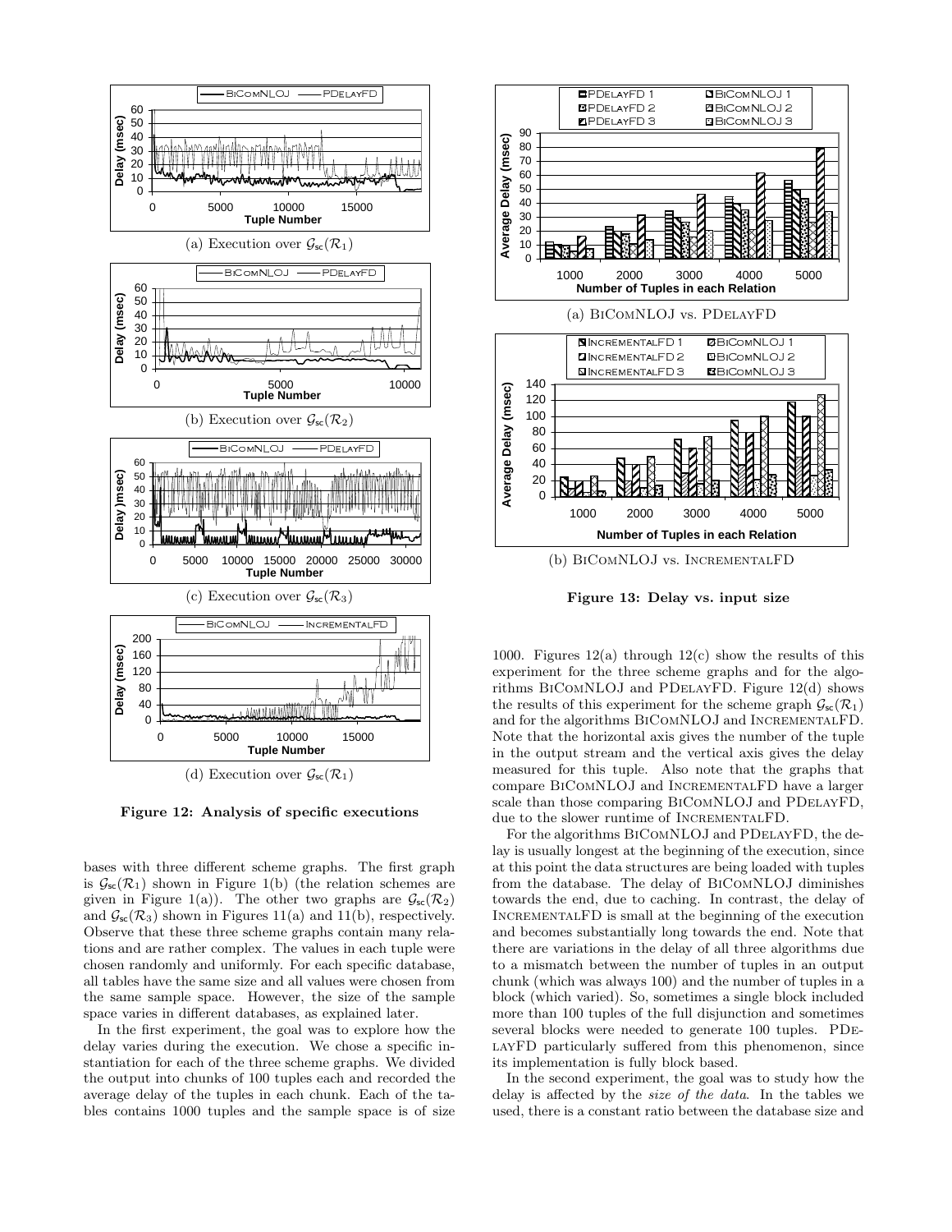(a) Execution over $\mathcal{G}_{sc}(\mathcal{R}_1)$

(b) Execution over $\mathcal{G}_{sc}(\mathcal{R}_2)$

(c) Execution over $\mathcal{G}_{sc}(\mathcal{R}_3)$

(d) Execution over $\mathcal{G}_{sc}(\mathcal{R}_1)$

**Figure 12: Analysis of specific executions**

bases with three different scheme graphs. The first graph is $\mathcal{G}_{sc}(\mathcal{R}_1)$ shown in Figure 1(b) (the relation schemes are given in Figure 1(a)). The other two graphs are $\mathcal{G}_{sc}(\mathcal{R}_2)$ and $\mathcal{G}_{sc}(\mathcal{R}_3)$ shown in Figures 11(a) and 11(b), respectively. Observe that these three scheme graphs contain many relations and are rather complex. The values in each tuple were chosen randomly and uniformly. For each specific database, all tables have the same size and all values were chosen from the same sample space. However, the size of the sample space varies in different databases, as explained later.

In the first experiment, the goal was to explore how the delay varies during the execution. We chose a specific instantiation for each of the three scheme graphs. We divided the output into chunks of 100 tuples each and recorded the average delay of the tuples in each chunk. Each of the tables contains 1000 tuples and the sample space is of size 1000. Figures 12(a) through 12(c) show the results of this experiment for the three scheme graphs and for the algorithms BiComNLOJ and PDelayFD. Figure 12(d) shows the results of this experiment for the scheme graph $\mathcal{G}_{sc}(\mathcal{R}_1)$ and for the algorithms BiComNLOJ and IncrementalFD. Note that the horizontal axis gives the number of the tuple in the output stream and the vertical axis gives the delay measured for this tuple. Also note that the graphs that compare BiComNLOJ and IncrementalFD have a larger scale than those comparing BiComNLOJ and PDelayFD, due to the slower runtime of IncrementalFD.

(a) BiComNLOJ vs. PDelayFD

(b) BiComNLOJ vs. IncrementalFD

**Figure 13: Delay vs. input size**

For the algorithms BiComNLOJ and PDelayFD, the delay is usually longest at the beginning of the execution, since at this point the data structures are being loaded with tuples from the database. The delay of BiComNLOJ diminishes towards the end, due to caching. In contrast, the delay of IncrementalFD is small at the beginning of the execution and becomes substantially long towards the end. Note that there are variations in the delay of all three algorithms due to a mismatch between the number of tuples in an output chunk (which was always 100) and the number of tuples in a block (which varied). So, sometimes a single block included more than 100 tuples of the full disjunction and sometimes several blocks were needed to generate 100 tuples. PDelayFD particularly suffered from this phenomenon, since its implementation is fully block based.

In the second experiment, the goal was to study how the delay is affected by the *size of the data*. In the tables we used, there is a constant ratio between the database size and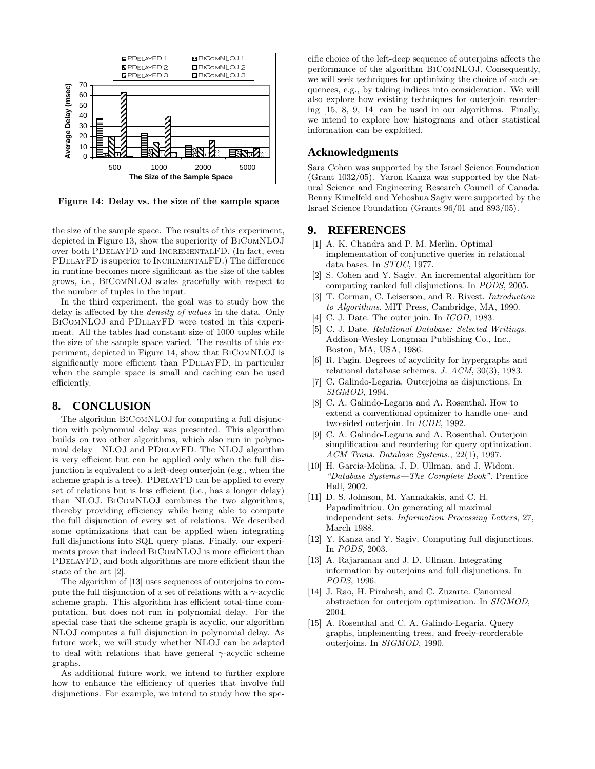PDelayFD 1
BiComNLOJ 1
PDelayFD 2
BiComNLOJ 2
PDelayFD 3
BiComNLOJ 3

Average Delay (msec)

70
60
50
40
30
20
10
0

500
1000
2000
5000

The Size of the Sample Space

**Figure 14: Delay vs. the size of the sample space**

the size of the sample space. The results of this experiment, depicted in Figure 13, show the superiority of BiComNLOJ over both PDelayFD and IncrementalFD. (In fact, even PDelayFD is superior to IncrementalFD.) The difference in runtime becomes more significant as the size of the tables grows, i.e., BiComNLOJ scales gracefully with respect to the number of tuples in the input.

In the third experiment, the goal was to study how the delay is affected by the *density of values* in the data. Only BiComNLOJ and PDelayFD were tested in this experiment. All the tables had constant size of 1000 tuples while the size of the sample space varied. The results of this experiment, depicted in Figure 14, show that BiComNLOJ is significantly more efficient than PDelayFD, in particular when the sample space is small and caching can be used efficiently.

## 8. CONCLUSION

The algorithm BiComNLOJ for computing a full disjunction with polynomial delay was presented. This algorithm builds on two other algorithms, which also run in polynomial delay—NLOJ and PDelayFD. The NLOJ algorithm is very efficient but can be applied only when the full disjunction is equivalent to a left-deep outerjoin (e.g., when the scheme graph is a tree). PDelayFD can be applied to every set of relations but is less efficient (i.e., has a longer delay) than NLOJ. BiComNLOJ combines the two algorithms, thereby providing efficiency while being able to compute the full disjunction of every set of relations. We described some optimizations that can be applied when integrating full disjunctions into SQL query plans. Finally, our experiments prove that indeed BiComNLOJ is more efficient than PDelayFD, and both algorithms are more efficient than the state of the art [2].

The algorithm of [13] uses sequences of outerjoins to compute the full disjunction of a set of relations with a $\gamma$-acyclic scheme graph. This algorithm has efficient total-time computation, but does not run in polynomial delay. For the special case that the scheme graph is acyclic, our algorithm NLOJ computes a full disjunction in polynomial delay. As future work, we will study whether NLOJ can be adapted to deal with relations that have general $\gamma$-acyclic scheme graphs.

As additional future work, we intend to further explore how to enhance the efficiency of queries that involve full disjunctions. For example, we intend to study how the specific choice of the left-deep sequence of outerjoins affects the performance of the algorithm BiComNLOJ. Consequently, we will seek techniques for optimizing the choice of such sequences, e.g., by taking indices into consideration. We will also explore how existing techniques for outerjoin reordering [15, 8, 9, 14] can be used in our algorithms. Finally, we intend to explore how histograms and other statistical information can be exploited.

## Acknowledgments

Sara Cohen was supported by the Israel Science Foundation (Grant 1032/05). Yaron Kanza was supported by the Natural Science and Engineering Research Council of Canada. Benny Kimelfeld and Yehoshua Sagiv were supported by the Israel Science Foundation (Grants 96/01 and 893/05).

## 9. REFERENCES

[1] A. K. Chandra and P. M. Merlin. Optimal implementation of conjunctive queries in relational data bases. In *STOC*, 1977.

[2] S. Cohen and Y. Sagiv. An incremental algorithm for computing ranked full disjunctions. In *PODS*, 2005.

[3] T. Corman, C. Leiserson, and R. Rivest. *Introduction to Algorithms*. MIT Press, Cambridge, MA, 1990.

[4] C. J. Date. The outer join. In *ICOD*, 1983.

[5] C. J. Date. *Relational Database: Selected Writings*. Addison-Wesley Longman Publishing Co., Inc., Boston, MA, USA, 1986.

[6] R. Fagin. Degrees of acyclicity for hypergraphs and relational database schemes. *J. ACM*, 30(3), 1983.

[7] C. Galindo-Legaria. Outerjoins as disjunctions. In *SIGMOD*, 1994.

[8] C. A. Galindo-Legaria and A. Rosenthal. How to extend a conventional optimizer to handle one- and two-sided outerjoin. In *ICDE*, 1992.

[9] C. A. Galindo-Legaria and A. Rosenthal. Outerjoin simplification and reordering for query optimization. *ACM Trans. Database Systems.*, 22(1), 1997.

[10] H. Garcia-Molina, J. D. Ullman, and J. Widom. *"Database Systems—The Complete Book"*. Prentice Hall, 2002.

[11] D. S. Johnson, M. Yannakakis, and C. H. Papadimitriou. On generating all maximal independent sets. *Information Processing Letters*, 27, March 1988.

[12] Y. Kanza and Y. Sagiv. Computing full disjunctions. In *PODS*, 2003.

[13] A. Rajaraman and J. D. Ullman. Integrating information by outerjoins and full disjunctions. In *PODS*, 1996.

[14] J. Rao, H. Pirahesh, and C. Zuzarte. Canonical abstraction for outerjoin optimization. In *SIGMOD*, 2004.

[15] A. Rosenthal and C. A. Galindo-Legaria. Query graphs, implementing trees, and freely-reorderable outerjoins. In *SIGMOD*, 1990.